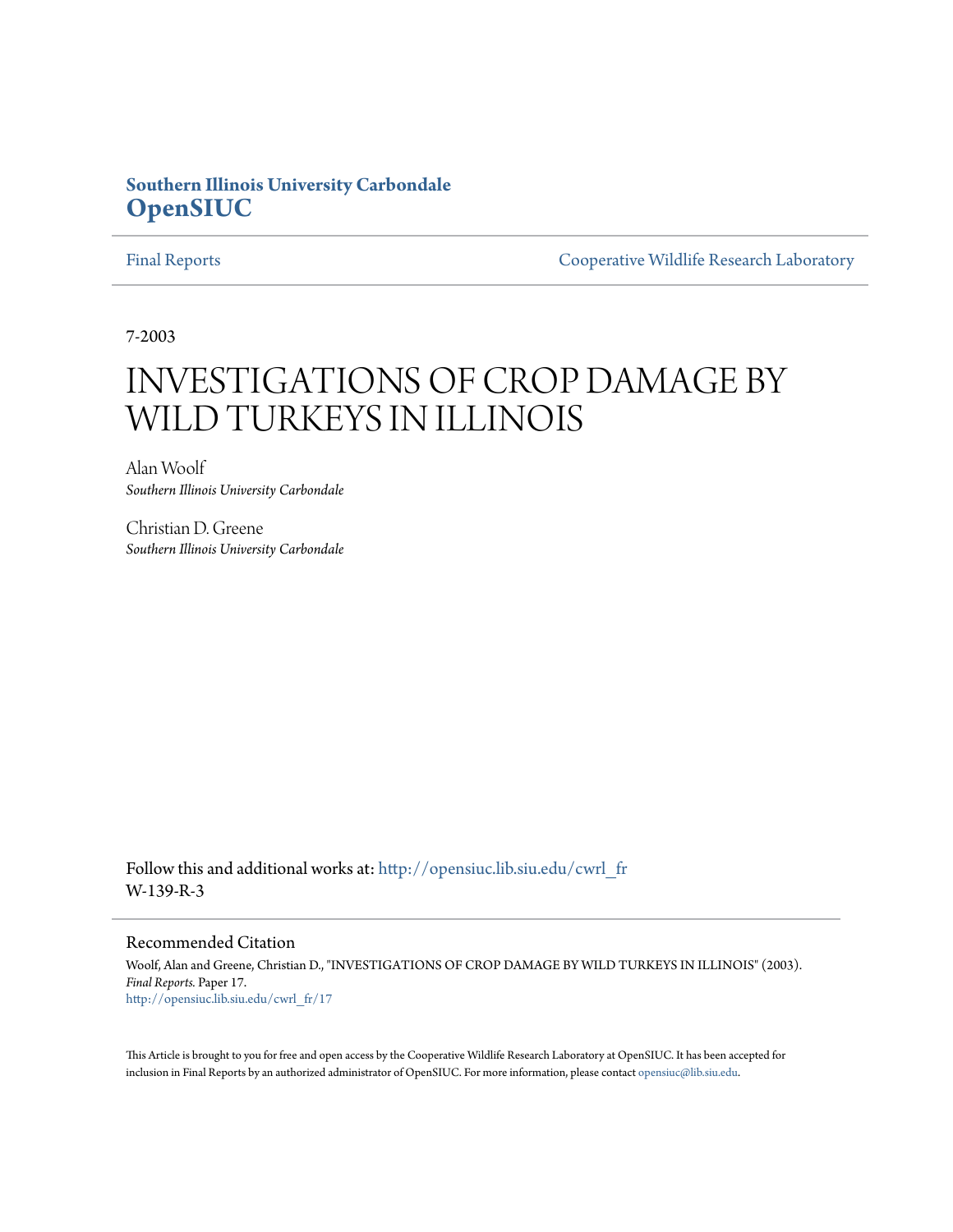**Southern Illinois University Carbondale**
**OpenSIUC**

Final Reports | Cooperative Wildlife Research Laboratory

7-2003

# INVESTIGATIONS OF CROP DAMAGE BY WILD TURKEYS IN ILLINOIS

Alan Woolf
*Southern Illinois University Carbondale*

Christian D. Greene
*Southern Illinois University Carbondale*

Follow this and additional works at: http://opensiuc.lib.siu.edu/cwrl_fr
W-139-R-3

## Recommended Citation

Woolf, Alan and Greene, Christian D., "INVESTIGATIONS OF CROP DAMAGE BY WILD TURKEYS IN ILLINOIS" (2003). *Final Reports.* Paper 17.
http://opensiuc.lib.siu.edu/cwrl_fr/17

This Article is brought to you for free and open access by the Cooperative Wildlife Research Laboratory at OpenSIUC. It has been accepted for inclusion in Final Reports by an authorized administrator of OpenSIUC. For more information, please contact opensiuc@lib.siu.edu.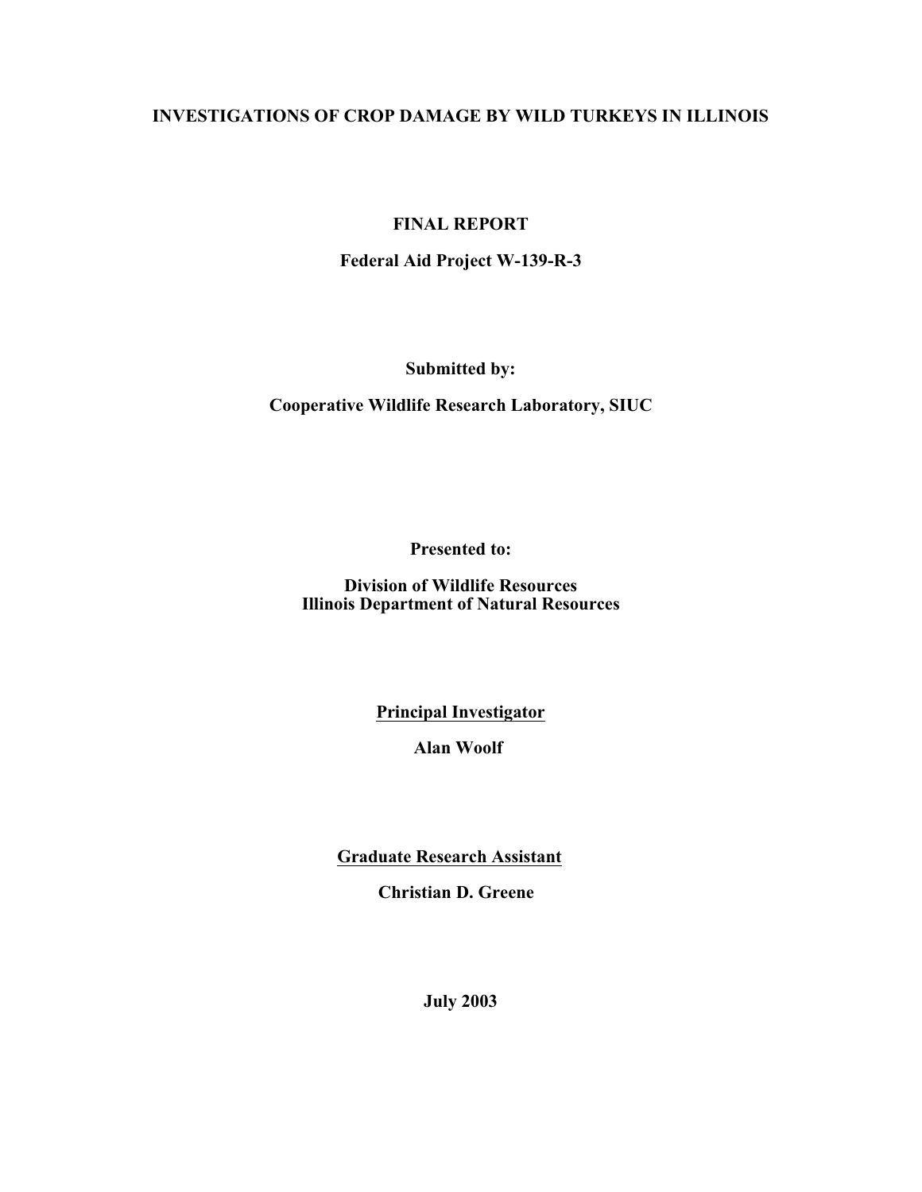# INVESTIGATIONS OF CROP DAMAGE BY WILD TURKEYS IN ILLINOIS

**FINAL REPORT**

**Federal Aid Project W-139-R-3**

**Submitted by:**

**Cooperative Wildlife Research Laboratory, SIUC**

**Presented to:**

**Division of Wildlife Resources**
**Illinois Department of Natural Resources**

**Principal Investigator**

**Alan Woolf**

**Graduate Research Assistant**

**Christian D. Greene**

**July 2003**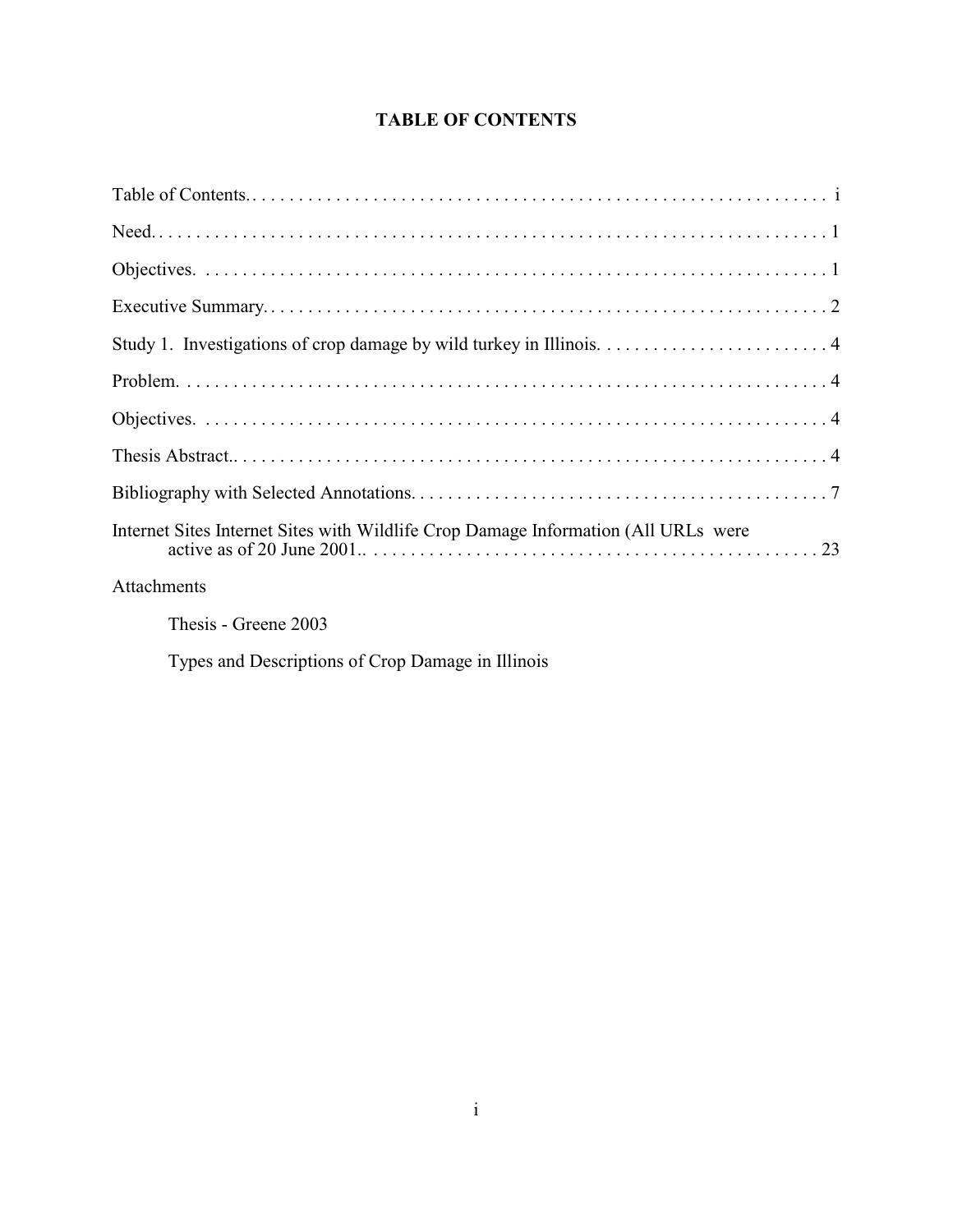# TABLE OF CONTENTS

Table of Contents. . . . . . . . . . . . . . . . . . . . . . . . . . . . . . . . . . . . . . . . . . . . . . . . . . . . . . . . . . . . . . . i

Need. . . . . . . . . . . . . . . . . . . . . . . . . . . . . . . . . . . . . . . . . . . . . . . . . . . . . . . . . . . . . . . . . . . . . . 1

Objectives. . . . . . . . . . . . . . . . . . . . . . . . . . . . . . . . . . . . . . . . . . . . . . . . . . . . . . . . . . . . . . . . . . . 1

Executive Summary. . . . . . . . . . . . . . . . . . . . . . . . . . . . . . . . . . . . . . . . . . . . . . . . . . . . . . . . . . . . . 2

Study 1. Investigations of crop damage by wild turkey in Illinois. . . . . . . . . . . . . . . . . . . . . . . . . . 4

Problem. . . . . . . . . . . . . . . . . . . . . . . . . . . . . . . . . . . . . . . . . . . . . . . . . . . . . . . . . . . . . . . . . . . . . 4

Objectives. . . . . . . . . . . . . . . . . . . . . . . . . . . . . . . . . . . . . . . . . . . . . . . . . . . . . . . . . . . . . . . . . . . 4

Thesis Abstract.. . . . . . . . . . . . . . . . . . . . . . . . . . . . . . . . . . . . . . . . . . . . . . . . . . . . . . . . . . . . . . . 4

Bibliography with Selected Annotations. . . . . . . . . . . . . . . . . . . . . . . . . . . . . . . . . . . . . . . . . . . . . 7

Internet Sites Internet Sites with Wildlife Crop Damage Information (All URLs were active as of 20 June 2001.. . . . . . . . . . . . . . . . . . . . . . . . . . . . . . . . . . . . . . . . . . . . . . . . . 23

Attachments

- Thesis - Greene 2003
- Types and Descriptions of Crop Damage in Illinois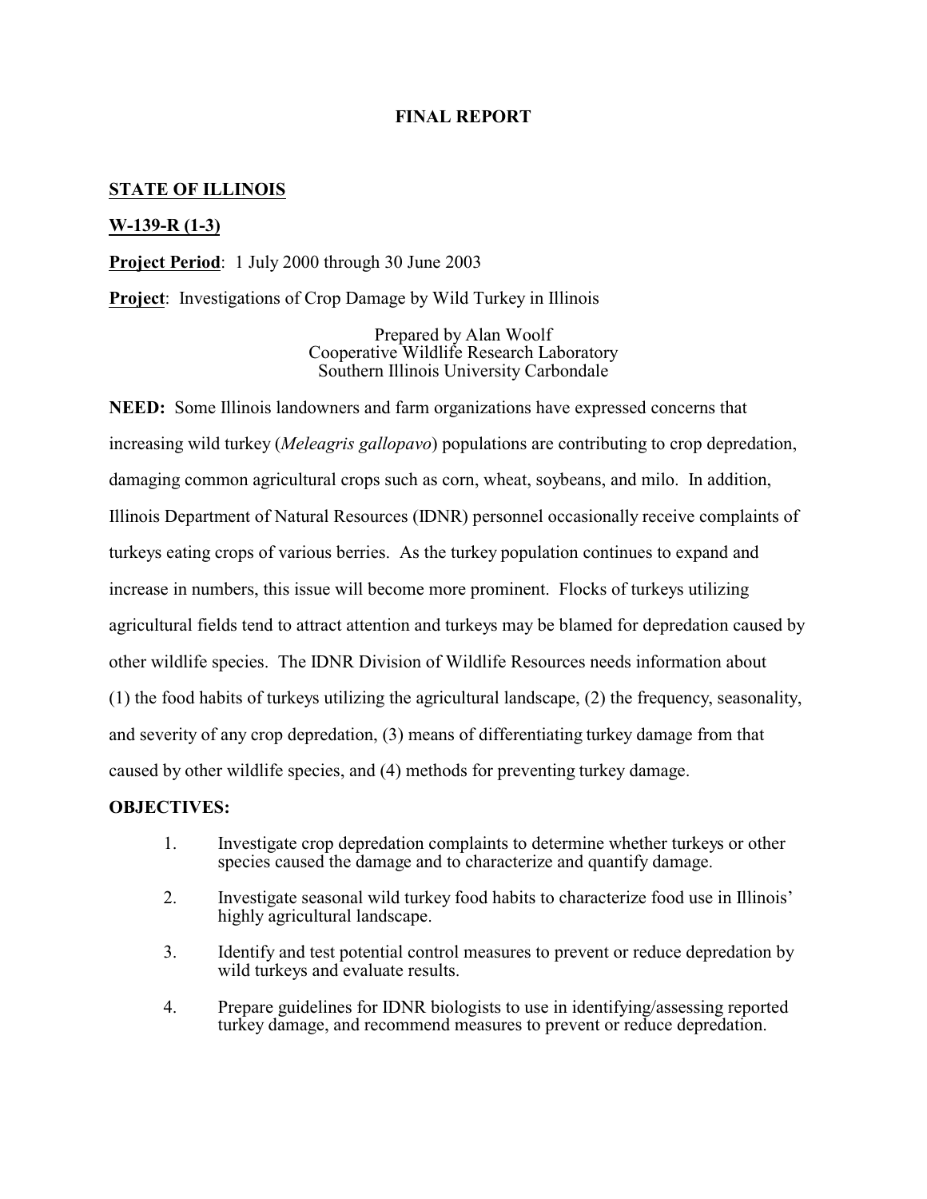# FINAL REPORT

**STATE OF ILLINOIS**

**W-139-R (1-3)**

**Project Period**: 1 July 2000 through 30 June 2003

**Project**: Investigations of Crop Damage by Wild Turkey in Illinois

Prepared by Alan Woolf
Cooperative Wildlife Research Laboratory
Southern Illinois University Carbondale

**NEED:** Some Illinois landowners and farm organizations have expressed concerns that increasing wild turkey (*Meleagris gallopavo*) populations are contributing to crop depredation, damaging common agricultural crops such as corn, wheat, soybeans, and milo. In addition, Illinois Department of Natural Resources (IDNR) personnel occasionally receive complaints of turkeys eating crops of various berries. As the turkey population continues to expand and increase in numbers, this issue will become more prominent. Flocks of turkeys utilizing agricultural fields tend to attract attention and turkeys may be blamed for depredation caused by other wildlife species. The IDNR Division of Wildlife Resources needs information about (1) the food habits of turkeys utilizing the agricultural landscape, (2) the frequency, seasonality, and severity of any crop depredation, (3) means of differentiating turkey damage from that caused by other wildlife species, and (4) methods for preventing turkey damage.

**OBJECTIVES:**

1. Investigate crop depredation complaints to determine whether turkeys or other species caused the damage and to characterize and quantify damage.
2. Investigate seasonal wild turkey food habits to characterize food use in Illinois' highly agricultural landscape.
3. Identify and test potential control measures to prevent or reduce depredation by wild turkeys and evaluate results.
4. Prepare guidelines for IDNR biologists to use in identifying/assessing reported turkey damage, and recommend measures to prevent or reduce depredation.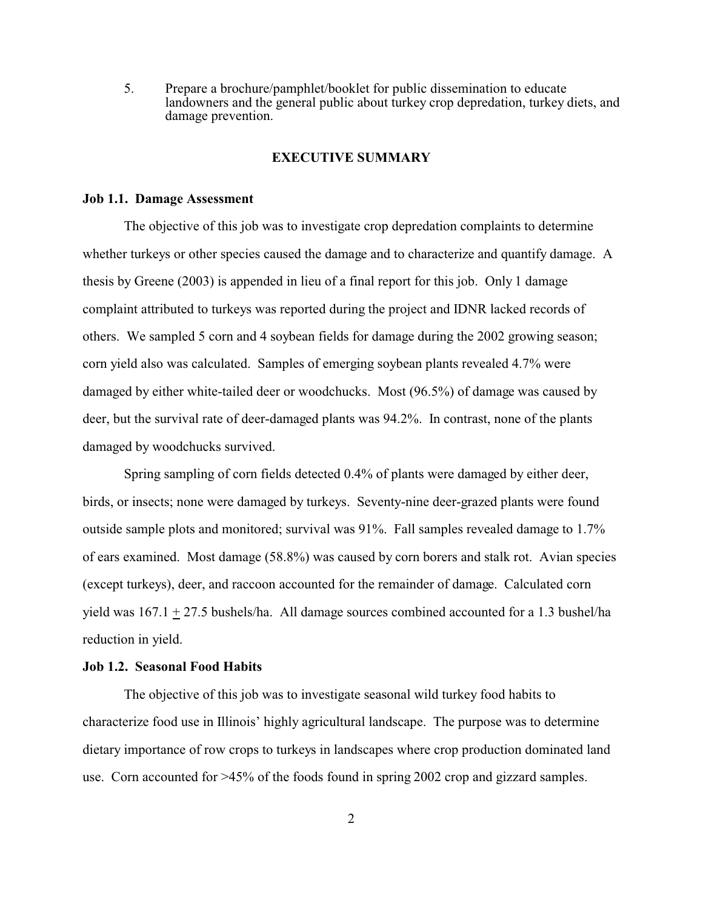5. Prepare a brochure/pamphlet/booklet for public dissemination to educate landowners and the general public about turkey crop depredation, turkey diets, and damage prevention.

## EXECUTIVE SUMMARY

**Job 1.1. Damage Assessment**

The objective of this job was to investigate crop depredation complaints to determine whether turkeys or other species caused the damage and to characterize and quantify damage. A thesis by Greene (2003) is appended in lieu of a final report for this job. Only 1 damage complaint attributed to turkeys was reported during the project and IDNR lacked records of others. We sampled 5 corn and 4 soybean fields for damage during the 2002 growing season; corn yield also was calculated. Samples of emerging soybean plants revealed 4.7% were damaged by either white-tailed deer or woodchucks. Most (96.5%) of damage was caused by deer, but the survival rate of deer-damaged plants was 94.2%. In contrast, none of the plants damaged by woodchucks survived.

Spring sampling of corn fields detected 0.4% of plants were damaged by either deer, birds, or insects; none were damaged by turkeys. Seventy-nine deer-grazed plants were found outside sample plots and monitored; survival was 91%. Fall samples revealed damage to 1.7% of ears examined. Most damage (58.8%) was caused by corn borers and stalk rot. Avian species (except turkeys), deer, and raccoon accounted for the remainder of damage. Calculated corn yield was $167.1 \pm 27.5$ bushels/ha. All damage sources combined accounted for a 1.3 bushel/ha reduction in yield.

**Job 1.2. Seasonal Food Habits**

The objective of this job was to investigate seasonal wild turkey food habits to characterize food use in Illinois' highly agricultural landscape. The purpose was to determine dietary importance of row crops to turkeys in landscapes where crop production dominated land use. Corn accounted for >45% of the foods found in spring 2002 crop and gizzard samples.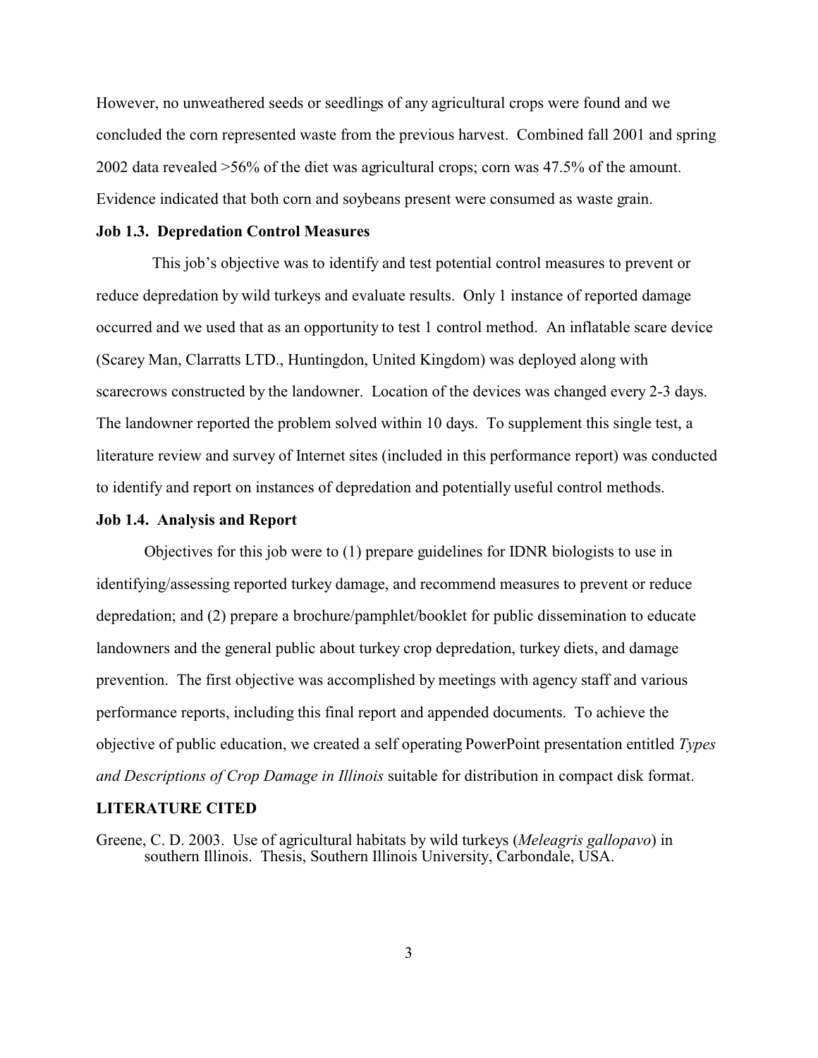However, no unweathered seeds or seedlings of any agricultural crops were found and we concluded the corn represented waste from the previous harvest. Combined fall 2001 and spring 2002 data revealed >56% of the diet was agricultural crops; corn was 47.5% of the amount. Evidence indicated that both corn and soybeans present were consumed as waste grain.

**Job 1.3. Depredation Control Measures**

This job's objective was to identify and test potential control measures to prevent or reduce depredation by wild turkeys and evaluate results. Only 1 instance of reported damage occurred and we used that as an opportunity to test 1 control method. An inflatable scare device (Scarey Man, Clarratts LTD., Huntingdon, United Kingdom) was deployed along with scarecrows constructed by the landowner. Location of the devices was changed every 2-3 days. The landowner reported the problem solved within 10 days. To supplement this single test, a literature review and survey of Internet sites (included in this performance report) was conducted to identify and report on instances of depredation and potentially useful control methods.

**Job 1.4. Analysis and Report**

Objectives for this job were to (1) prepare guidelines for IDNR biologists to use in identifying/assessing reported turkey damage, and recommend measures to prevent or reduce depredation; and (2) prepare a brochure/pamphlet/booklet for public dissemination to educate landowners and the general public about turkey crop depredation, turkey diets, and damage prevention. The first objective was accomplished by meetings with agency staff and various performance reports, including this final report and appended documents. To achieve the objective of public education, we created a self operating PowerPoint presentation entitled *Types and Descriptions of Crop Damage in Illinois* suitable for distribution in compact disk format.

**LITERATURE CITED**

Greene, C. D. 2003. Use of agricultural habitats by wild turkeys (*Meleagris gallopavo*) in southern Illinois. Thesis, Southern Illinois University, Carbondale, USA.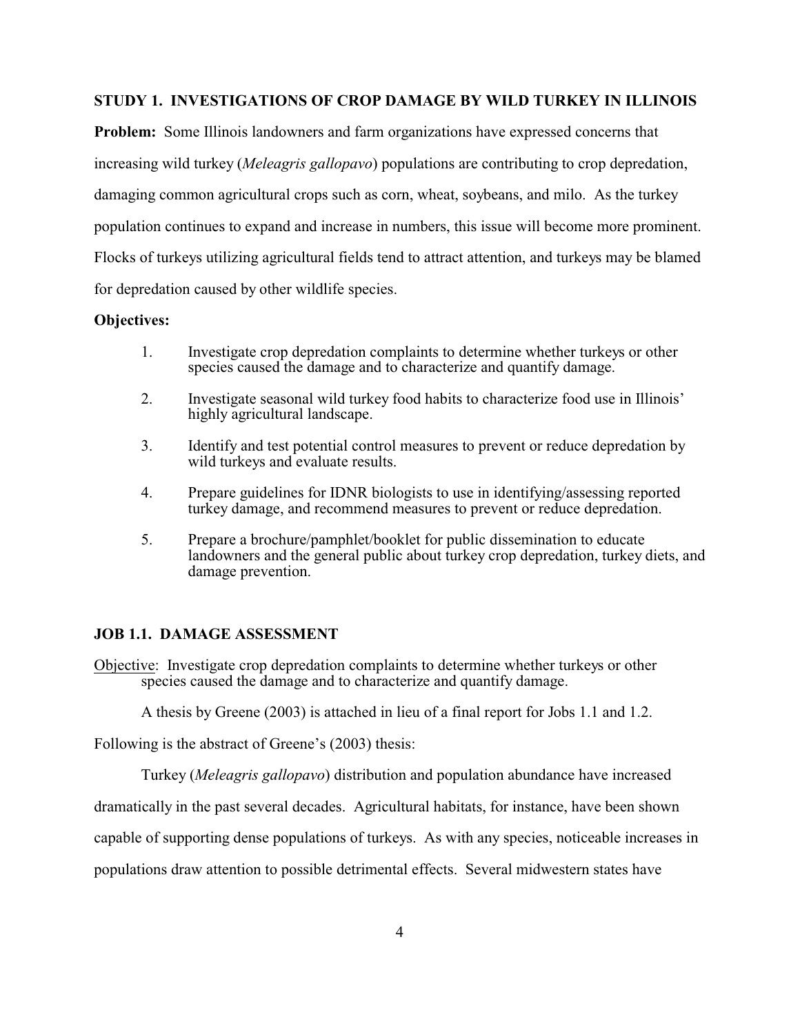## STUDY 1. INVESTIGATIONS OF CROP DAMAGE BY WILD TURKEY IN ILLINOIS

**Problem:** Some Illinois landowners and farm organizations have expressed concerns that increasing wild turkey (*Meleagris gallopavo*) populations are contributing to crop depredation, damaging common agricultural crops such as corn, wheat, soybeans, and milo. As the turkey population continues to expand and increase in numbers, this issue will become more prominent. Flocks of turkeys utilizing agricultural fields tend to attract attention, and turkeys may be blamed for depredation caused by other wildlife species.

**Objectives:**

1. Investigate crop depredation complaints to determine whether turkeys or other species caused the damage and to characterize and quantify damage.
2. Investigate seasonal wild turkey food habits to characterize food use in Illinois' highly agricultural landscape.
3. Identify and test potential control measures to prevent or reduce depredation by wild turkeys and evaluate results.
4. Prepare guidelines for IDNR biologists to use in identifying/assessing reported turkey damage, and recommend measures to prevent or reduce depredation.
5. Prepare a brochure/pamphlet/booklet for public dissemination to educate landowners and the general public about turkey crop depredation, turkey diets, and damage prevention.

### JOB 1.1. DAMAGE ASSESSMENT

Objective: Investigate crop depredation complaints to determine whether turkeys or other species caused the damage and to characterize and quantify damage.

A thesis by Greene (2003) is attached in lieu of a final report for Jobs 1.1 and 1.2.

Following is the abstract of Greene's (2003) thesis:

Turkey (*Meleagris gallopavo*) distribution and population abundance have increased dramatically in the past several decades. Agricultural habitats, for instance, have been shown capable of supporting dense populations of turkeys. As with any species, noticeable increases in populations draw attention to possible detrimental effects. Several midwestern states have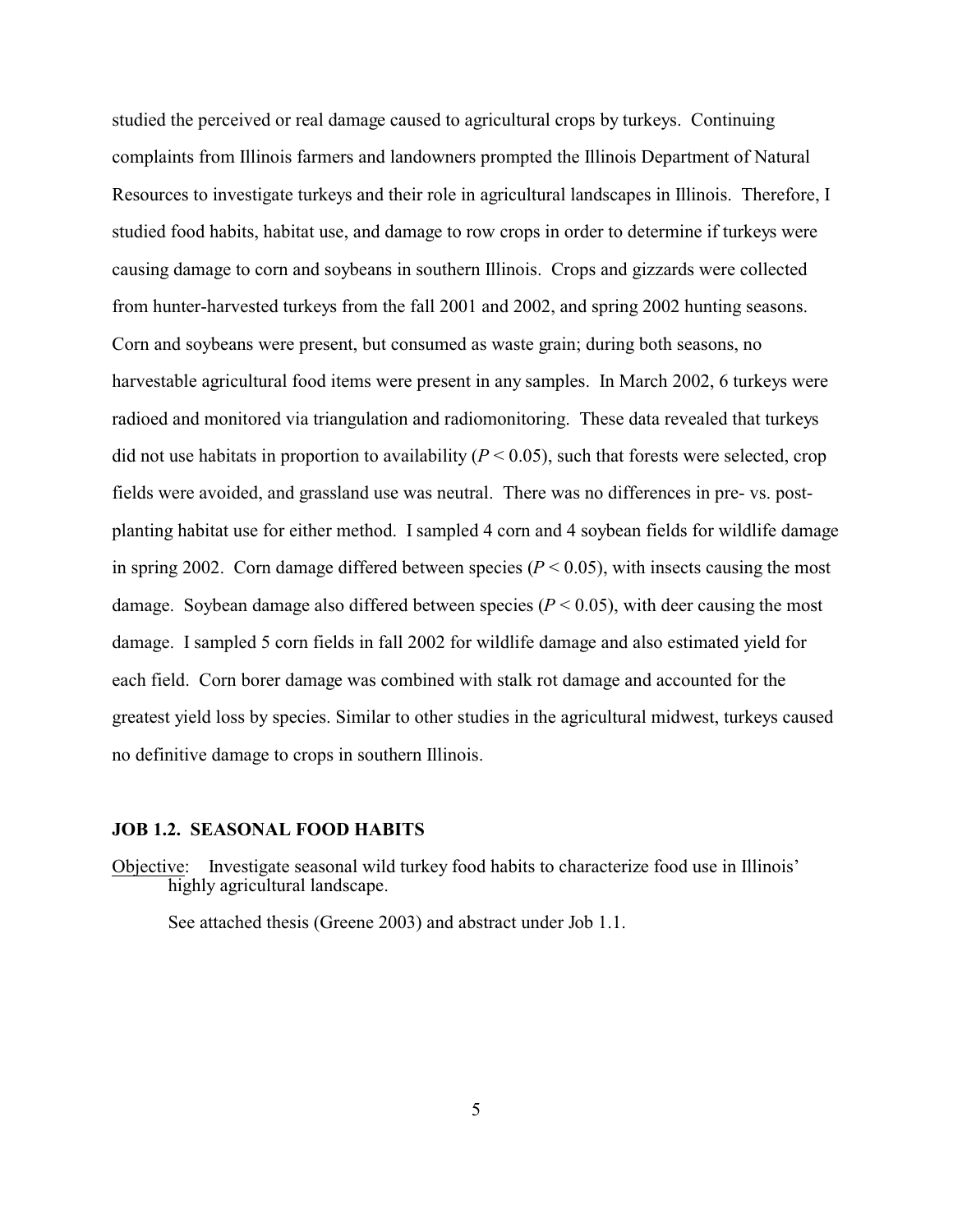studied the perceived or real damage caused to agricultural crops by turkeys. Continuing complaints from Illinois farmers and landowners prompted the Illinois Department of Natural Resources to investigate turkeys and their role in agricultural landscapes in Illinois. Therefore, I studied food habits, habitat use, and damage to row crops in order to determine if turkeys were causing damage to corn and soybeans in southern Illinois. Crops and gizzards were collected from hunter-harvested turkeys from the fall 2001 and 2002, and spring 2002 hunting seasons. Corn and soybeans were present, but consumed as waste grain; during both seasons, no harvestable agricultural food items were present in any samples. In March 2002, 6 turkeys were radioed and monitored via triangulation and radiomonitoring. These data revealed that turkeys did not use habitats in proportion to availability ($P < 0.05$), such that forests were selected, crop fields were avoided, and grassland use was neutral. There was no differences in pre- vs. post-planting habitat use for either method. I sampled 4 corn and 4 soybean fields for wildlife damage in spring 2002. Corn damage differed between species ($P < 0.05$), with insects causing the most damage. Soybean damage also differed between species ($P < 0.05$), with deer causing the most damage. I sampled 5 corn fields in fall 2002 for wildlife damage and also estimated yield for each field. Corn borer damage was combined with stalk rot damage and accounted for the greatest yield loss by species. Similar to other studies in the agricultural midwest, turkeys caused no definitive damage to crops in southern Illinois.

### JOB 1.2. SEASONAL FOOD HABITS

Objective: Investigate seasonal wild turkey food habits to characterize food use in Illinois' highly agricultural landscape.

See attached thesis (Greene 2003) and abstract under Job 1.1.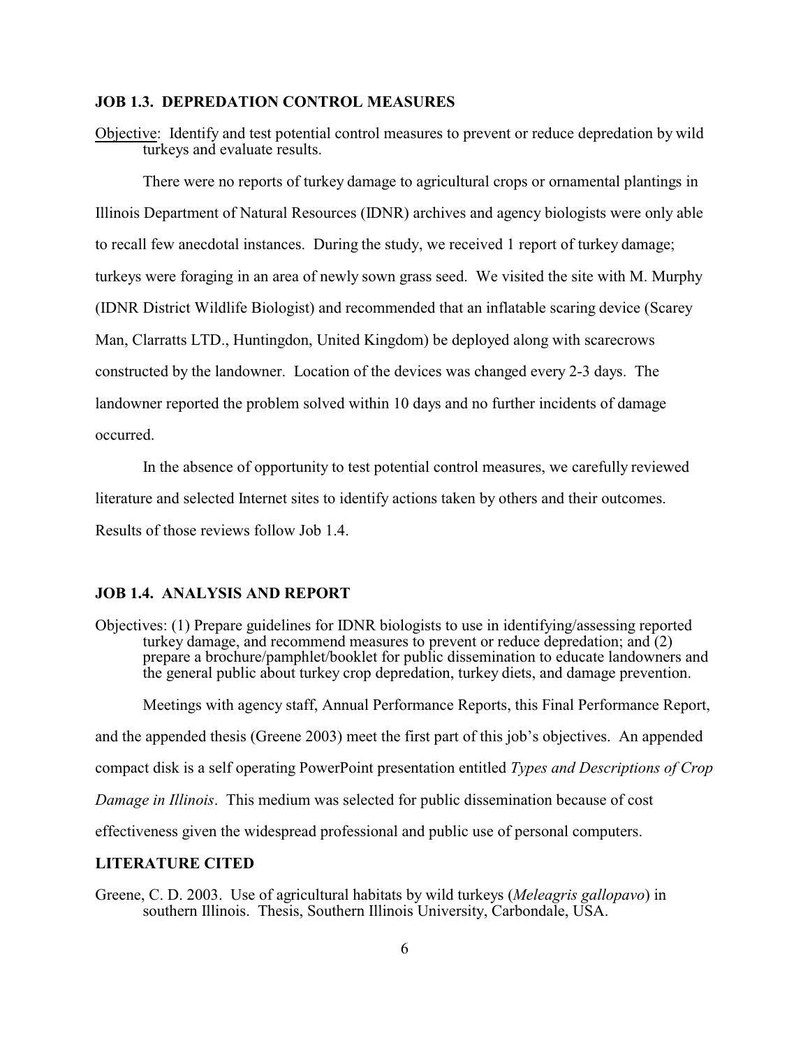## JOB 1.3. DEPREDATION CONTROL MEASURES

Objective: Identify and test potential control measures to prevent or reduce depredation by wild turkeys and evaluate results.

There were no reports of turkey damage to agricultural crops or ornamental plantings in Illinois Department of Natural Resources (IDNR) archives and agency biologists were only able to recall few anecdotal instances. During the study, we received 1 report of turkey damage; turkeys were foraging in an area of newly sown grass seed. We visited the site with M. Murphy (IDNR District Wildlife Biologist) and recommended that an inflatable scaring device (Scarey Man, Clarratts LTD., Huntingdon, United Kingdom) be deployed along with scarecrows constructed by the landowner. Location of the devices was changed every 2-3 days. The landowner reported the problem solved within 10 days and no further incidents of damage occurred.

In the absence of opportunity to test potential control measures, we carefully reviewed literature and selected Internet sites to identify actions taken by others and their outcomes. Results of those reviews follow Job 1.4.

## JOB 1.4. ANALYSIS AND REPORT

Objectives: (1) Prepare guidelines for IDNR biologists to use in identifying/assessing reported turkey damage, and recommend measures to prevent or reduce depredation; and (2) prepare a brochure/pamphlet/booklet for public dissemination to educate landowners and the general public about turkey crop depredation, turkey diets, and damage prevention.

Meetings with agency staff, Annual Performance Reports, this Final Performance Report, and the appended thesis (Greene 2003) meet the first part of this job's objectives. An appended compact disk is a self operating PowerPoint presentation entitled *Types and Descriptions of Crop Damage in Illinois*. This medium was selected for public dissemination because of cost effectiveness given the widespread professional and public use of personal computers.

## LITERATURE CITED

Greene, C. D. 2003. Use of agricultural habitats by wild turkeys (*Meleagris gallopavo*) in southern Illinois. Thesis, Southern Illinois University, Carbondale, USA.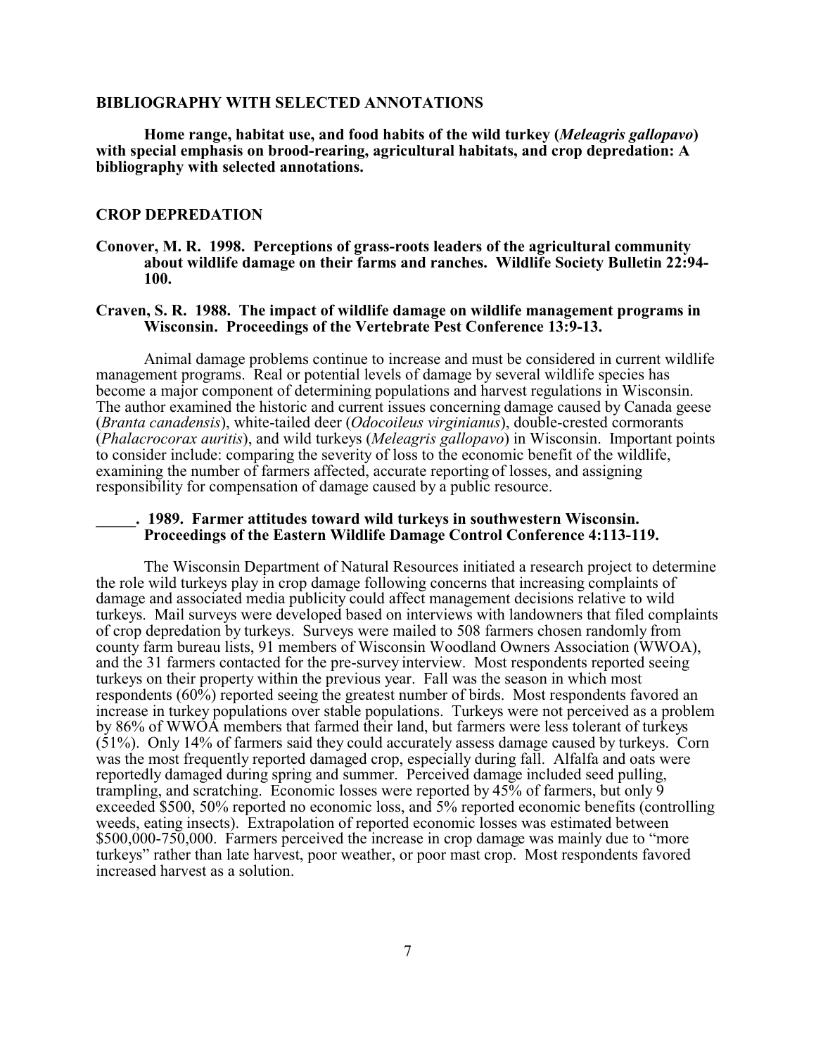## BIBLIOGRAPHY WITH SELECTED ANNOTATIONS

**Home range, habitat use, and food habits of the wild turkey (*Meleagris gallopavo*) with special emphasis on brood-rearing, agricultural habitats, and crop depredation: A bibliography with selected annotations.**

## CROP DEPREDATION

**Conover, M. R. 1998. Perceptions of grass-roots leaders of the agricultural community about wildlife damage on their farms and ranches. Wildlife Society Bulletin 22:94-100.**

**Craven, S. R. 1988. The impact of wildlife damage on wildlife management programs in Wisconsin. Proceedings of the Vertebrate Pest Conference 13:9-13.**

Animal damage problems continue to increase and must be considered in current wildlife management programs. Real or potential levels of damage by several wildlife species has become a major component of determining populations and harvest regulations in Wisconsin. The author examined the historic and current issues concerning damage caused by Canada geese (*Branta canadensis*), white-tailed deer (*Odocoileus virginianus*), double-crested cormorants (*Phalacrocorax auritis*), and wild turkeys (*Meleagris gallopavo*) in Wisconsin. Important points to consider include: comparing the severity of loss to the economic benefit of the wildlife, examining the number of farmers affected, accurate reporting of losses, and assigning responsibility for compensation of damage caused by a public resource.

**_____. 1989. Farmer attitudes toward wild turkeys in southwestern Wisconsin. Proceedings of the Eastern Wildlife Damage Control Conference 4:113-119.**

The Wisconsin Department of Natural Resources initiated a research project to determine the role wild turkeys play in crop damage following concerns that increasing complaints of damage and associated media publicity could affect management decisions relative to wild turkeys. Mail surveys were developed based on interviews with landowners that filed complaints of crop depredation by turkeys. Surveys were mailed to 508 farmers chosen randomly from county farm bureau lists, 91 members of Wisconsin Woodland Owners Association (WWOA), and the 31 farmers contacted for the pre-survey interview. Most respondents reported seeing turkeys on their property within the previous year. Fall was the season in which most respondents (60%) reported seeing the greatest number of birds. Most respondents favored an increase in turkey populations over stable populations. Turkeys were not perceived as a problem by 86% of WWOA members that farmed their land, but farmers were less tolerant of turkeys (51%). Only 14% of farmers said they could accurately assess damage caused by turkeys. Corn was the most frequently reported damaged crop, especially during fall. Alfalfa and oats were reportedly damaged during spring and summer. Perceived damage included seed pulling, trampling, and scratching. Economic losses were reported by 45% of farmers, but only 9 exceeded $500, 50% reported no economic loss, and 5% reported economic benefits (controlling weeds, eating insects). Extrapolation of reported economic losses was estimated between $500,000-750,000. Farmers perceived the increase in crop damage was mainly due to "more turkeys" rather than late harvest, poor weather, or poor mast crop. Most respondents favored increased harvest as a solution.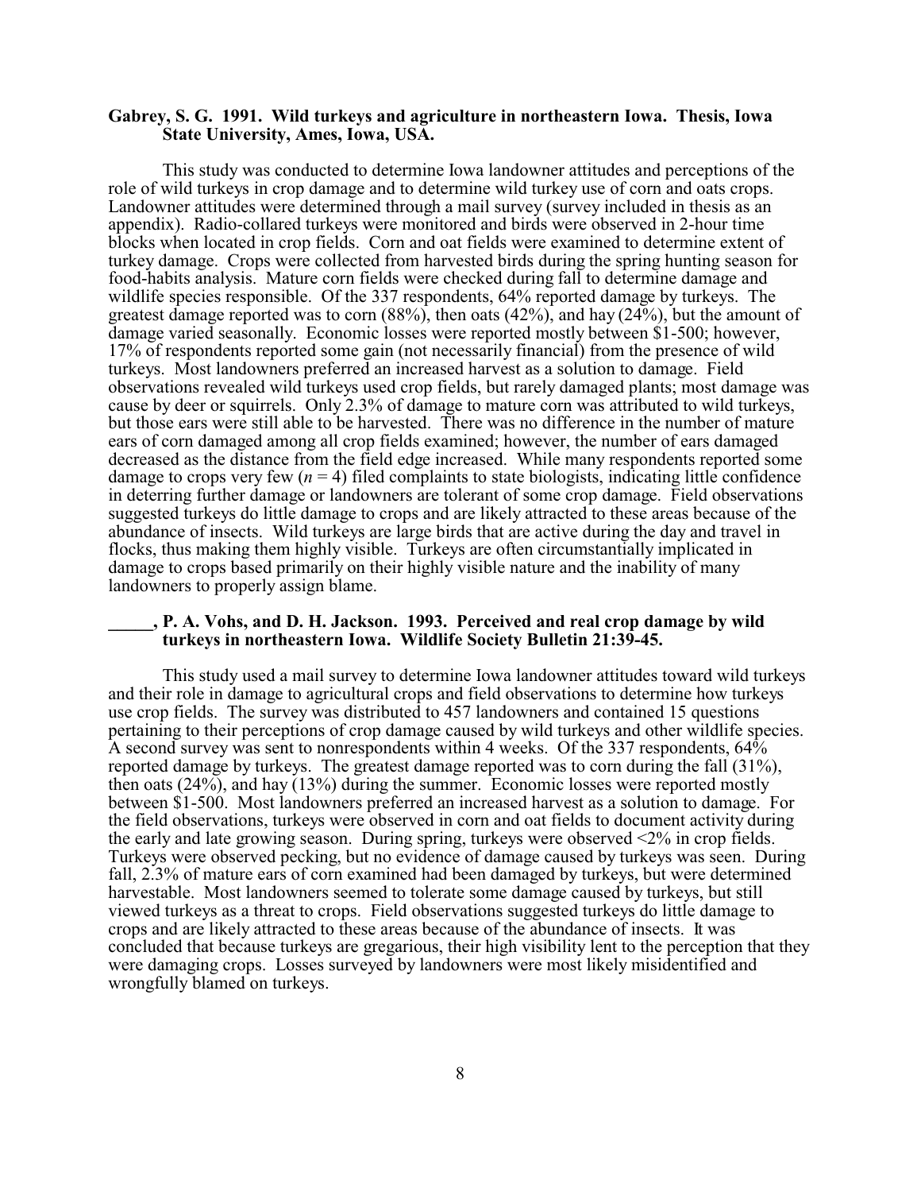**Gabrey, S. G. 1991. Wild turkeys and agriculture in northeastern Iowa. Thesis, Iowa State University, Ames, Iowa, USA.**

This study was conducted to determine Iowa landowner attitudes and perceptions of the role of wild turkeys in crop damage and to determine wild turkey use of corn and oats crops. Landowner attitudes were determined through a mail survey (survey included in thesis as an appendix). Radio-collared turkeys were monitored and birds were observed in 2-hour time blocks when located in crop fields. Corn and oat fields were examined to determine extent of turkey damage. Crops were collected from harvested birds during the spring hunting season for food-habits analysis. Mature corn fields were checked during fall to determine damage and wildlife species responsible. Of the 337 respondents, 64% reported damage by turkeys. The greatest damage reported was to corn (88%), then oats (42%), and hay (24%), but the amount of damage varied seasonally. Economic losses were reported mostly between $1-500; however, 17% of respondents reported some gain (not necessarily financial) from the presence of wild turkeys. Most landowners preferred an increased harvest as a solution to damage. Field observations revealed wild turkeys used crop fields, but rarely damaged plants; most damage was cause by deer or squirrels. Only 2.3% of damage to mature corn was attributed to wild turkeys, but those ears were still able to be harvested. There was no difference in the number of mature ears of corn damaged among all crop fields examined; however, the number of ears damaged decreased as the distance from the field edge increased. While many respondents reported some damage to crops very few ($n = 4$) filed complaints to state biologists, indicating little confidence in deterring further damage or landowners are tolerant of some crop damage. Field observations suggested turkeys do little damage to crops and are likely attracted to these areas because of the abundance of insects. Wild turkeys are large birds that are active during the day and travel in flocks, thus making them highly visible. Turkeys are often circumstantially implicated in damage to crops based primarily on their highly visible nature and the inability of many landowners to properly assign blame.

**_____, P. A. Vohs, and D. H. Jackson. 1993. Perceived and real crop damage by wild turkeys in northeastern Iowa. Wildlife Society Bulletin 21:39-45.**

This study used a mail survey to determine Iowa landowner attitudes toward wild turkeys and their role in damage to agricultural crops and field observations to determine how turkeys use crop fields. The survey was distributed to 457 landowners and contained 15 questions pertaining to their perceptions of crop damage caused by wild turkeys and other wildlife species. A second survey was sent to nonrespondents within 4 weeks. Of the 337 respondents, 64% reported damage by turkeys. The greatest damage reported was to corn during the fall (31%), then oats (24%), and hay (13%) during the summer. Economic losses were reported mostly between $1-500. Most landowners preferred an increased harvest as a solution to damage. For the field observations, turkeys were observed in corn and oat fields to document activity during the early and late growing season. During spring, turkeys were observed <2% in crop fields. Turkeys were observed pecking, but no evidence of damage caused by turkeys was seen. During fall, 2.3% of mature ears of corn examined had been damaged by turkeys, but were determined harvestable. Most landowners seemed to tolerate some damage caused by turkeys, but still viewed turkeys as a threat to crops. Field observations suggested turkeys do little damage to crops and are likely attracted to these areas because of the abundance of insects. It was concluded that because turkeys are gregarious, their high visibility lent to the perception that they were damaging crops. Losses surveyed by landowners were most likely misidentified and wrongfully blamed on turkeys.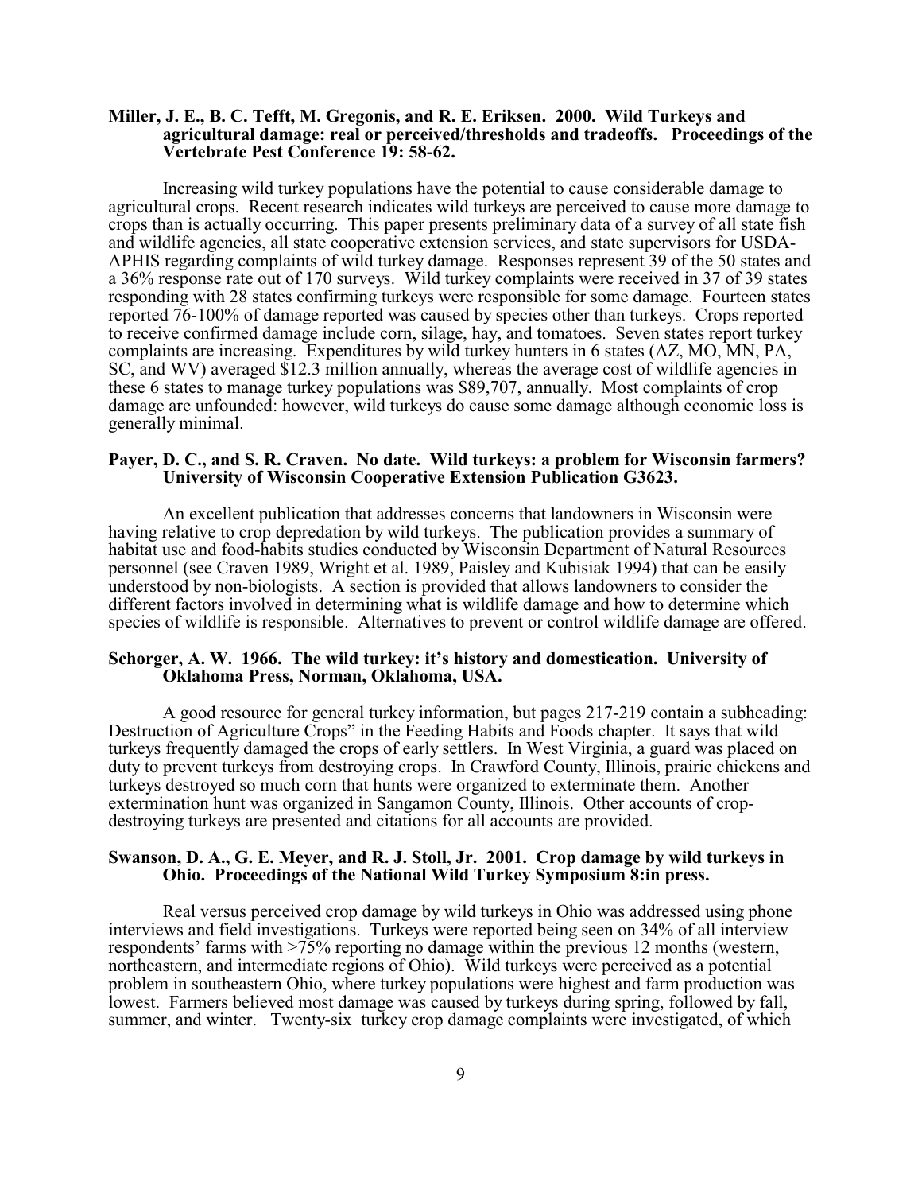**Miller, J. E., B. C. Tefft, M. Gregonis, and R. E. Eriksen. 2000. Wild Turkeys and agricultural damage: real or perceived/thresholds and tradeoffs. Proceedings of the Vertebrate Pest Conference 19: 58-62.**

Increasing wild turkey populations have the potential to cause considerable damage to agricultural crops. Recent research indicates wild turkeys are perceived to cause more damage to crops than is actually occurring. This paper presents preliminary data of a survey of all state fish and wildlife agencies, all state cooperative extension services, and state supervisors for USDA-APHIS regarding complaints of wild turkey damage. Responses represent 39 of the 50 states and a 36% response rate out of 170 surveys. Wild turkey complaints were received in 37 of 39 states responding with 28 states confirming turkeys were responsible for some damage. Fourteen states reported 76-100% of damage reported was caused by species other than turkeys. Crops reported to receive confirmed damage include corn, silage, hay, and tomatoes. Seven states report turkey complaints are increasing. Expenditures by wild turkey hunters in 6 states (AZ, MO, MN, PA, SC, and WV) averaged $12.3 million annually, whereas the average cost of wildlife agencies in these 6 states to manage turkey populations was $89,707, annually. Most complaints of crop damage are unfounded: however, wild turkeys do cause some damage although economic loss is generally minimal.

**Payer, D. C., and S. R. Craven. No date. Wild turkeys: a problem for Wisconsin farmers? University of Wisconsin Cooperative Extension Publication G3623.**

An excellent publication that addresses concerns that landowners in Wisconsin were having relative to crop depredation by wild turkeys. The publication provides a summary of habitat use and food-habits studies conducted by Wisconsin Department of Natural Resources personnel (see Craven 1989, Wright et al. 1989, Paisley and Kubisiak 1994) that can be easily understood by non-biologists. A section is provided that allows landowners to consider the different factors involved in determining what is wildlife damage and how to determine which species of wildlife is responsible. Alternatives to prevent or control wildlife damage are offered.

**Schorger, A. W. 1966. The wild turkey: it's history and domestication. University of Oklahoma Press, Norman, Oklahoma, USA.**

A good resource for general turkey information, but pages 217-219 contain a subheading: Destruction of Agriculture Crops" in the Feeding Habits and Foods chapter. It says that wild turkeys frequently damaged the crops of early settlers. In West Virginia, a guard was placed on duty to prevent turkeys from destroying crops. In Crawford County, Illinois, prairie chickens and turkeys destroyed so much corn that hunts were organized to exterminate them. Another extermination hunt was organized in Sangamon County, Illinois. Other accounts of crop-destroying turkeys are presented and citations for all accounts are provided.

**Swanson, D. A., G. E. Meyer, and R. J. Stoll, Jr. 2001. Crop damage by wild turkeys in Ohio. Proceedings of the National Wild Turkey Symposium 8:in press.**

Real versus perceived crop damage by wild turkeys in Ohio was addressed using phone interviews and field investigations. Turkeys were reported being seen on 34% of all interview respondents' farms with >75% reporting no damage within the previous 12 months (western, northeastern, and intermediate regions of Ohio). Wild turkeys were perceived as a potential problem in southeastern Ohio, where turkey populations were highest and farm production was lowest. Farmers believed most damage was caused by turkeys during spring, followed by fall, summer, and winter. Twenty-six turkey crop damage complaints were investigated, of which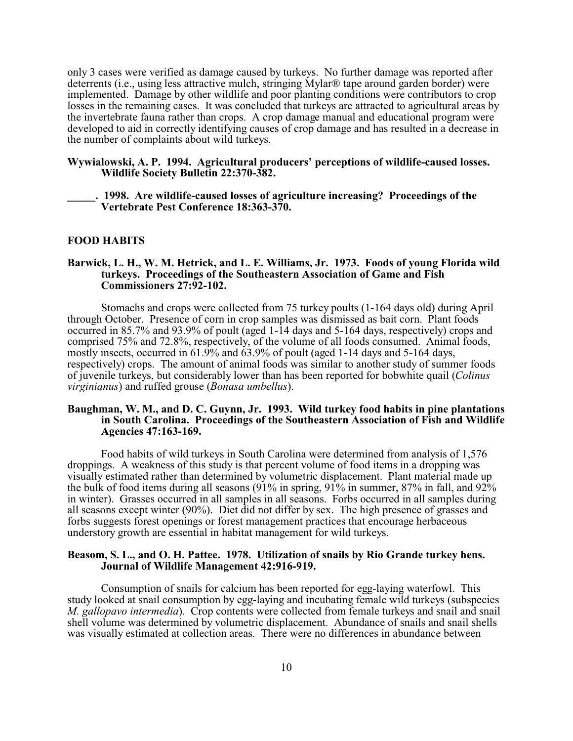only 3 cases were verified as damage caused by turkeys. No further damage was reported after deterrents (i.e., using less attractive mulch, stringing Mylar® tape around garden border) were implemented. Damage by other wildlife and poor planting conditions were contributors to crop losses in the remaining cases. It was concluded that turkeys are attracted to agricultural areas by the invertebrate fauna rather than crops. A crop damage manual and educational program were developed to aid in correctly identifying causes of crop damage and has resulted in a decrease in the number of complaints about wild turkeys.

**Wywialowski, A. P. 1994. Agricultural producers' perceptions of wildlife-caused losses. Wildlife Society Bulletin 22:370-382.**

**_____. 1998. Are wildlife-caused losses of agriculture increasing? Proceedings of the Vertebrate Pest Conference 18:363-370.**

## FOOD HABITS

**Barwick, L. H., W. M. Hetrick, and L. E. Williams, Jr. 1973. Foods of young Florida wild turkeys. Proceedings of the Southeastern Association of Game and Fish Commissioners 27:92-102.**

Stomachs and crops were collected from 75 turkey poults (1-164 days old) during April through October. Presence of corn in crop samples was dismissed as bait corn. Plant foods occurred in 85.7% and 93.9% of poult (aged 1-14 days and 5-164 days, respectively) crops and comprised 75% and 72.8%, respectively, of the volume of all foods consumed. Animal foods, mostly insects, occurred in 61.9% and 63.9% of poult (aged 1-14 days and 5-164 days, respectively) crops. The amount of animal foods was similar to another study of summer foods of juvenile turkeys, but considerably lower than has been reported for bobwhite quail (*Colinus virginianus*) and ruffed grouse (*Bonasa umbellus*).

**Baughman, W. M., and D. C. Guynn, Jr. 1993. Wild turkey food habits in pine plantations in South Carolina. Proceedings of the Southeastern Association of Fish and Wildlife Agencies 47:163-169.**

Food habits of wild turkeys in South Carolina were determined from analysis of 1,576 droppings. A weakness of this study is that percent volume of food items in a dropping was visually estimated rather than determined by volumetric displacement. Plant material made up the bulk of food items during all seasons (91% in spring, 91% in summer, 87% in fall, and 92% in winter). Grasses occurred in all samples in all seasons. Forbs occurred in all samples during all seasons except winter (90%). Diet did not differ by sex. The high presence of grasses and forbs suggests forest openings or forest management practices that encourage herbaceous understory growth are essential in habitat management for wild turkeys.

**Beasom, S. L., and O. H. Pattee. 1978. Utilization of snails by Rio Grande turkey hens. Journal of Wildlife Management 42:916-919.**

Consumption of snails for calcium has been reported for egg-laying waterfowl. This study looked at snail consumption by egg-laying and incubating female wild turkeys (subspecies *M. gallopavo intermedia*). Crop contents were collected from female turkeys and snail and snail shell volume was determined by volumetric displacement. Abundance of snails and snail shells was visually estimated at collection areas. There were no differences in abundance between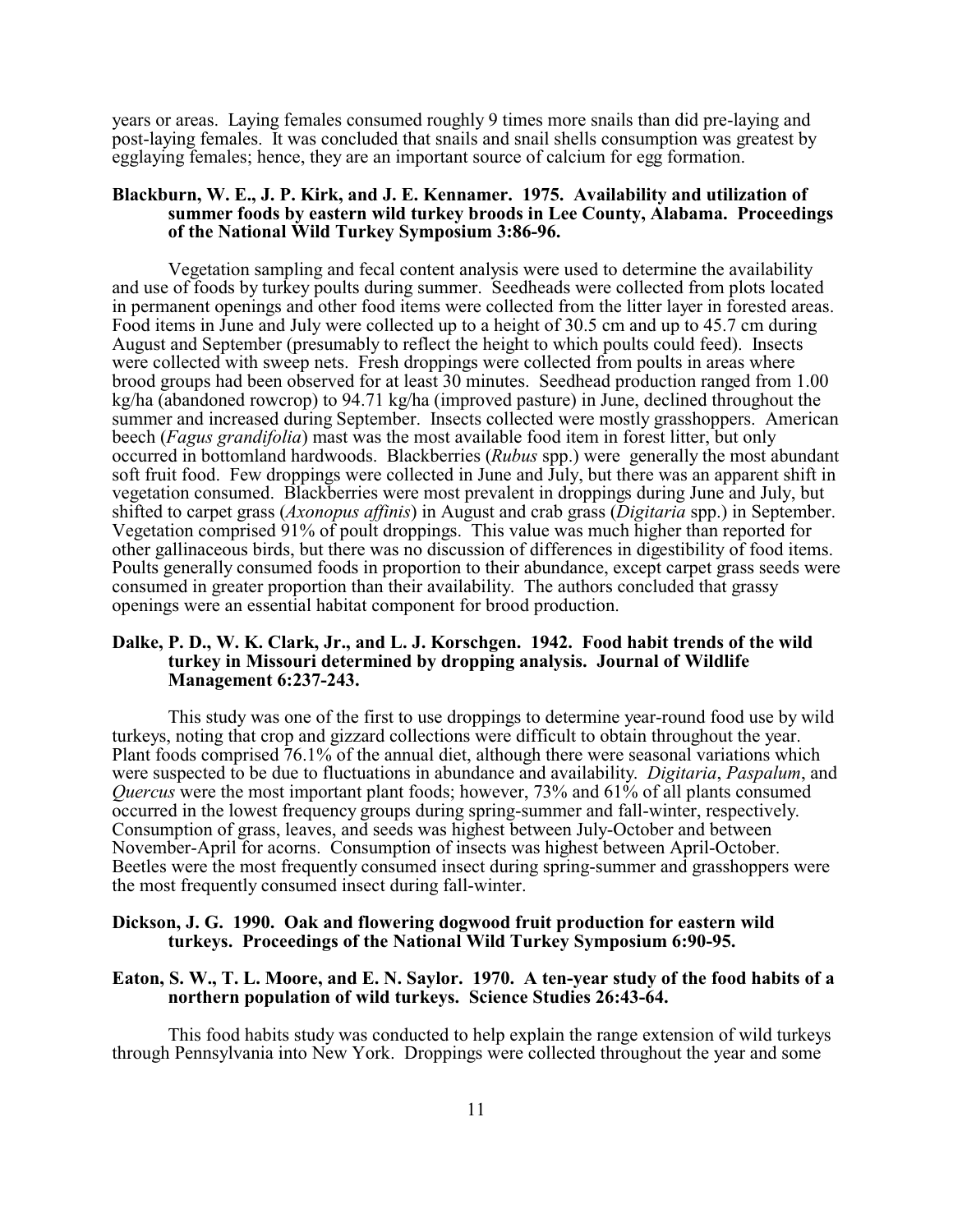years or areas. Laying females consumed roughly 9 times more snails than did pre-laying and post-laying females. It was concluded that snails and snail shells consumption was greatest by egglaying females; hence, they are an important source of calcium for egg formation.

**Blackburn, W. E., J. P. Kirk, and J. E. Kennamer. 1975. Availability and utilization of summer foods by eastern wild turkey broods in Lee County, Alabama. Proceedings of the National Wild Turkey Symposium 3:86-96.**

Vegetation sampling and fecal content analysis were used to determine the availability and use of foods by turkey poults during summer. Seedheads were collected from plots located in permanent openings and other food items were collected from the litter layer in forested areas. Food items in June and July were collected up to a height of 30.5 cm and up to 45.7 cm during August and September (presumably to reflect the height to which poults could feed). Insects were collected with sweep nets. Fresh droppings were collected from poults in areas where brood groups had been observed for at least 30 minutes. Seedhead production ranged from 1.00 kg/ha (abandoned rowcrop) to 94.71 kg/ha (improved pasture) in June, declined throughout the summer and increased during September. Insects collected were mostly grasshoppers. American beech (*Fagus grandifolia*) mast was the most available food item in forest litter, but only occurred in bottomland hardwoods. Blackberries (*Rubus* spp.) were generally the most abundant soft fruit food. Few droppings were collected in June and July, but there was an apparent shift in vegetation consumed. Blackberries were most prevalent in droppings during June and July, but shifted to carpet grass (*Axonopus affinis*) in August and crab grass (*Digitaria* spp.) in September. Vegetation comprised 91% of poult droppings. This value was much higher than reported for other gallinaceous birds, but there was no discussion of differences in digestibility of food items. Poults generally consumed foods in proportion to their abundance, except carpet grass seeds were consumed in greater proportion than their availability. The authors concluded that grassy openings were an essential habitat component for brood production.

**Dalke, P. D., W. K. Clark, Jr., and L. J. Korschgen. 1942. Food habit trends of the wild turkey in Missouri determined by dropping analysis. Journal of Wildlife Management 6:237-243.**

This study was one of the first to use droppings to determine year-round food use by wild turkeys, noting that crop and gizzard collections were difficult to obtain throughout the year. Plant foods comprised 76.1% of the annual diet, although there were seasonal variations which were suspected to be due to fluctuations in abundance and availability. *Digitaria*, *Paspalum*, and *Quercus* were the most important plant foods; however, 73% and 61% of all plants consumed occurred in the lowest frequency groups during spring-summer and fall-winter, respectively. Consumption of grass, leaves, and seeds was highest between July-October and between November-April for acorns. Consumption of insects was highest between April-October. Beetles were the most frequently consumed insect during spring-summer and grasshoppers were the most frequently consumed insect during fall-winter.

**Dickson, J. G. 1990. Oak and flowering dogwood fruit production for eastern wild turkeys. Proceedings of the National Wild Turkey Symposium 6:90-95.**

**Eaton, S. W., T. L. Moore, and E. N. Saylor. 1970. A ten-year study of the food habits of a northern population of wild turkeys. Science Studies 26:43-64.**

This food habits study was conducted to help explain the range extension of wild turkeys through Pennsylvania into New York. Droppings were collected throughout the year and some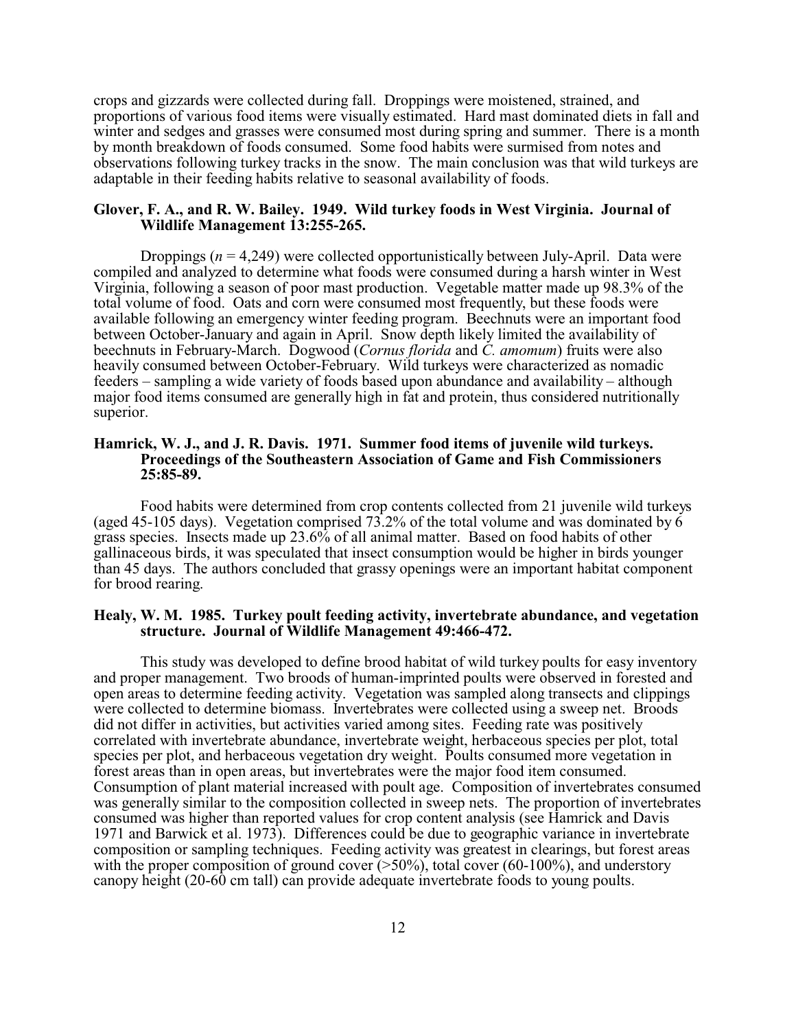crops and gizzards were collected during fall. Droppings were moistened, strained, and proportions of various food items were visually estimated. Hard mast dominated diets in fall and winter and sedges and grasses were consumed most during spring and summer. There is a month by month breakdown of foods consumed. Some food habits were surmised from notes and observations following turkey tracks in the snow. The main conclusion was that wild turkeys are adaptable in their feeding habits relative to seasonal availability of foods.

**Glover, F. A., and R. W. Bailey. 1949. Wild turkey foods in West Virginia. Journal of Wildlife Management 13:255-265.**

Droppings (*n* = 4,249) were collected opportunistically between July-April. Data were compiled and analyzed to determine what foods were consumed during a harsh winter in West Virginia, following a season of poor mast production. Vegetable matter made up 98.3% of the total volume of food. Oats and corn were consumed most frequently, but these foods were available following an emergency winter feeding program. Beechnuts were an important food between October-January and again in April. Snow depth likely limited the availability of beechnuts in February-March. Dogwood (*Cornus florida* and *C. amomum*) fruits were also heavily consumed between October-February. Wild turkeys were characterized as nomadic feeders – sampling a wide variety of foods based upon abundance and availability – although major food items consumed are generally high in fat and protein, thus considered nutritionally superior.

**Hamrick, W. J., and J. R. Davis. 1971. Summer food items of juvenile wild turkeys. Proceedings of the Southeastern Association of Game and Fish Commissioners 25:85-89.**

Food habits were determined from crop contents collected from 21 juvenile wild turkeys (aged 45-105 days). Vegetation comprised 73.2% of the total volume and was dominated by 6 grass species. Insects made up 23.6% of all animal matter. Based on food habits of other gallinaceous birds, it was speculated that insect consumption would be higher in birds younger than 45 days. The authors concluded that grassy openings were an important habitat component for brood rearing.

**Healy, W. M. 1985. Turkey poult feeding activity, invertebrate abundance, and vegetation structure. Journal of Wildlife Management 49:466-472.**

This study was developed to define brood habitat of wild turkey poults for easy inventory and proper management. Two broods of human-imprinted poults were observed in forested and open areas to determine feeding activity. Vegetation was sampled along transects and clippings were collected to determine biomass. Invertebrates were collected using a sweep net. Broods did not differ in activities, but activities varied among sites. Feeding rate was positively correlated with invertebrate abundance, invertebrate weight, herbaceous species per plot, total species per plot, and herbaceous vegetation dry weight. Poults consumed more vegetation in forest areas than in open areas, but invertebrates were the major food item consumed. Consumption of plant material increased with poult age. Composition of invertebrates consumed was generally similar to the composition collected in sweep nets. The proportion of invertebrates consumed was higher than reported values for crop content analysis (see Hamrick and Davis 1971 and Barwick et al. 1973). Differences could be due to geographic variance in invertebrate composition or sampling techniques. Feeding activity was greatest in clearings, but forest areas with the proper composition of ground cover (>50%), total cover (60-100%), and understory canopy height (20-60 cm tall) can provide adequate invertebrate foods to young poults.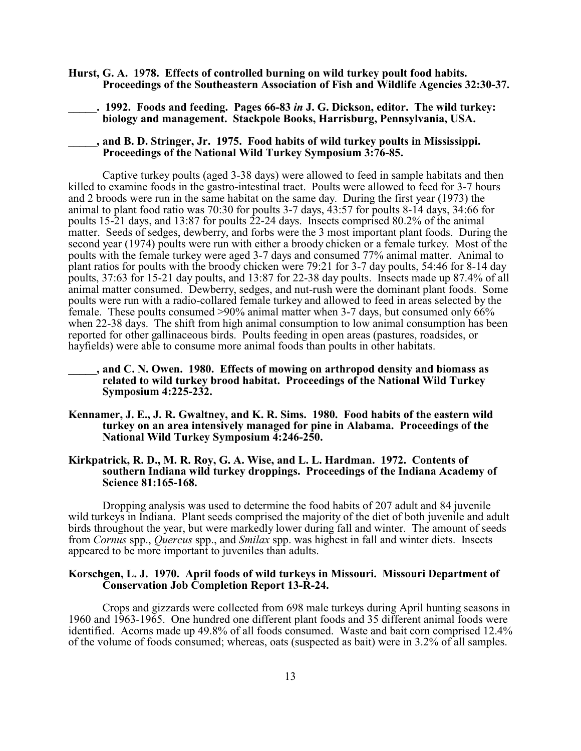**Hurst, G. A. 1978. Effects of controlled burning on wild turkey poult food habits. Proceedings of the Southeastern Association of Fish and Wildlife Agencies 32:30-37.**

**_____. 1992. Foods and feeding. Pages 66-83 *in* J. G. Dickson, editor. The wild turkey: biology and management. Stackpole Books, Harrisburg, Pennsylvania, USA.**

**_____, and B. D. Stringer, Jr. 1975. Food habits of wild turkey poults in Mississippi. Proceedings of the National Wild Turkey Symposium 3:76-85.**

Captive turkey poults (aged 3-38 days) were allowed to feed in sample habitats and then killed to examine foods in the gastro-intestinal tract. Poults were allowed to feed for 3-7 hours and 2 broods were run in the same habitat on the same day. During the first year (1973) the animal to plant food ratio was 70:30 for poults 3-7 days, 43:57 for poults 8-14 days, 34:66 for poults 15-21 days, and 13:87 for poults 22-24 days. Insects comprised 80.2% of the animal matter. Seeds of sedges, dewberry, and forbs were the 3 most important plant foods. During the second year (1974) poults were run with either a broody chicken or a female turkey. Most of the poults with the female turkey were aged 3-7 days and consumed 77% animal matter. Animal to plant ratios for poults with the broody chicken were 79:21 for 3-7 day poults, 54:46 for 8-14 day poults, 37:63 for 15-21 day poults, and 13:87 for 22-38 day poults. Insects made up 87.4% of all animal matter consumed. Dewberry, sedges, and nut-rush were the dominant plant foods. Some poults were run with a radio-collared female turkey and allowed to feed in areas selected by the female. These poults consumed >90% animal matter when 3-7 days, but consumed only 66% when 22-38 days. The shift from high animal consumption to low animal consumption has been reported for other gallinaceous birds. Poults feeding in open areas (pastures, roadsides, or hayfields) were able to consume more animal foods than poults in other habitats.

**_____, and C. N. Owen. 1980. Effects of mowing on arthropod density and biomass as related to wild turkey brood habitat. Proceedings of the National Wild Turkey Symposium 4:225-232.**

**Kennamer, J. E., J. R. Gwaltney, and K. R. Sims. 1980. Food habits of the eastern wild turkey on an area intensively managed for pine in Alabama. Proceedings of the National Wild Turkey Symposium 4:246-250.**

**Kirkpatrick, R. D., M. R. Roy, G. A. Wise, and L. L. Hardman. 1972. Contents of southern Indiana wild turkey droppings. Proceedings of the Indiana Academy of Science 81:165-168.**

Dropping analysis was used to determine the food habits of 207 adult and 84 juvenile wild turkeys in Indiana. Plant seeds comprised the majority of the diet of both juvenile and adult birds throughout the year, but were markedly lower during fall and winter. The amount of seeds from *Cornus* spp., *Quercus* spp., and *Smilax* spp. was highest in fall and winter diets. Insects appeared to be more important to juveniles than adults.

**Korschgen, L. J. 1970. April foods of wild turkeys in Missouri. Missouri Department of Conservation Job Completion Report 13-R-24.**

Crops and gizzards were collected from 698 male turkeys during April hunting seasons in 1960 and 1963-1965. One hundred one different plant foods and 35 different animal foods were identified. Acorns made up 49.8% of all foods consumed. Waste and bait corn comprised 12.4% of the volume of foods consumed; whereas, oats (suspected as bait) were in 3.2% of all samples.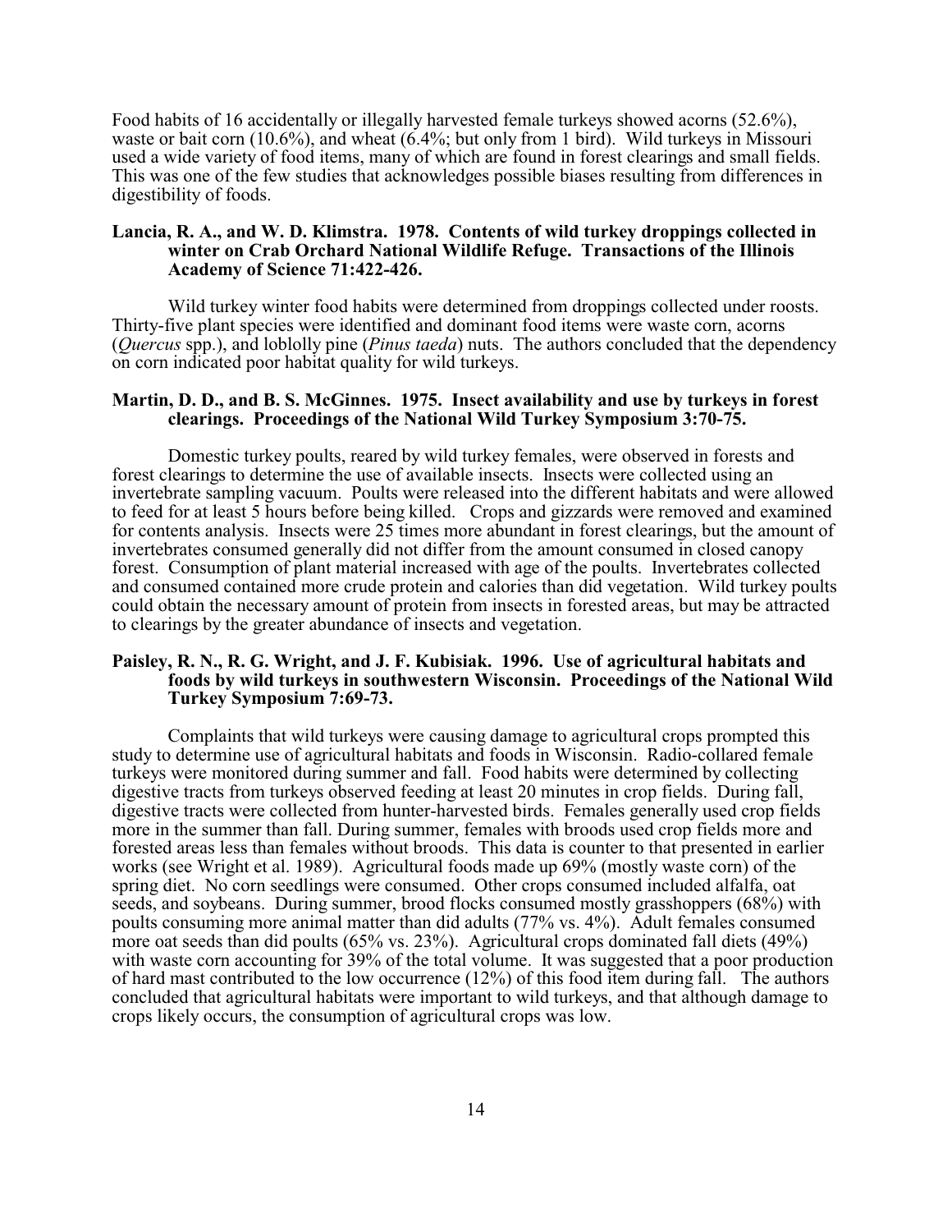Food habits of 16 accidentally or illegally harvested female turkeys showed acorns (52.6%), waste or bait corn (10.6%), and wheat (6.4%; but only from 1 bird). Wild turkeys in Missouri used a wide variety of food items, many of which are found in forest clearings and small fields. This was one of the few studies that acknowledges possible biases resulting from differences in digestibility of foods.

**Lancia, R. A., and W. D. Klimstra. 1978. Contents of wild turkey droppings collected in winter on Crab Orchard National Wildlife Refuge. Transactions of the Illinois Academy of Science 71:422-426.**

Wild turkey winter food habits were determined from droppings collected under roosts. Thirty-five plant species were identified and dominant food items were waste corn, acorns (*Quercus* spp.), and loblolly pine (*Pinus taeda*) nuts. The authors concluded that the dependency on corn indicated poor habitat quality for wild turkeys.

**Martin, D. D., and B. S. McGinnes. 1975. Insect availability and use by turkeys in forest clearings. Proceedings of the National Wild Turkey Symposium 3:70-75.**

Domestic turkey poults, reared by wild turkey females, were observed in forests and forest clearings to determine the use of available insects. Insects were collected using an invertebrate sampling vacuum. Poults were released into the different habitats and were allowed to feed for at least 5 hours before being killed. Crops and gizzards were removed and examined for contents analysis. Insects were 25 times more abundant in forest clearings, but the amount of invertebrates consumed generally did not differ from the amount consumed in closed canopy forest. Consumption of plant material increased with age of the poults. Invertebrates collected and consumed contained more crude protein and calories than did vegetation. Wild turkey poults could obtain the necessary amount of protein from insects in forested areas, but may be attracted to clearings by the greater abundance of insects and vegetation.

**Paisley, R. N., R. G. Wright, and J. F. Kubisiak. 1996. Use of agricultural habitats and foods by wild turkeys in southwestern Wisconsin. Proceedings of the National Wild Turkey Symposium 7:69-73.**

Complaints that wild turkeys were causing damage to agricultural crops prompted this study to determine use of agricultural habitats and foods in Wisconsin. Radio-collared female turkeys were monitored during summer and fall. Food habits were determined by collecting digestive tracts from turkeys observed feeding at least 20 minutes in crop fields. During fall, digestive tracts were collected from hunter-harvested birds. Females generally used crop fields more in the summer than fall. During summer, females with broods used crop fields more and forested areas less than females without broods. This data is counter to that presented in earlier works (see Wright et al. 1989). Agricultural foods made up 69% (mostly waste corn) of the spring diet. No corn seedlings were consumed. Other crops consumed included alfalfa, oat seeds, and soybeans. During summer, brood flocks consumed mostly grasshoppers (68%) with poults consuming more animal matter than did adults (77% vs. 4%). Adult females consumed more oat seeds than did poults (65% vs. 23%). Agricultural crops dominated fall diets (49%) with waste corn accounting for 39% of the total volume. It was suggested that a poor production of hard mast contributed to the low occurrence (12%) of this food item during fall. The authors concluded that agricultural habitats were important to wild turkeys, and that although damage to crops likely occurs, the consumption of agricultural crops was low.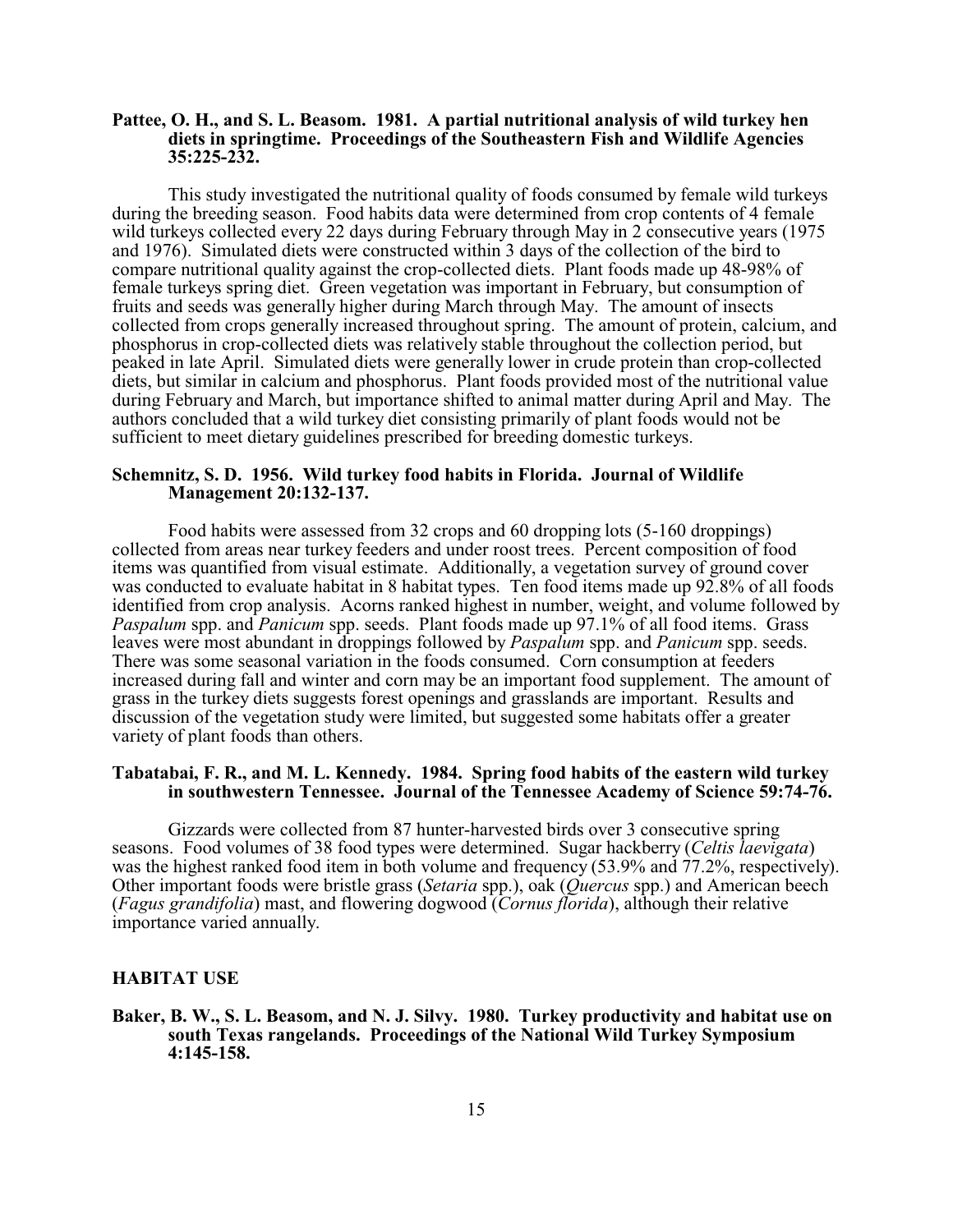**Pattee, O. H., and S. L. Beasom. 1981. A partial nutritional analysis of wild turkey hen diets in springtime. Proceedings of the Southeastern Fish and Wildlife Agencies 35:225-232.**

This study investigated the nutritional quality of foods consumed by female wild turkeys during the breeding season. Food habits data were determined from crop contents of 4 female wild turkeys collected every 22 days during February through May in 2 consecutive years (1975 and 1976). Simulated diets were constructed within 3 days of the collection of the bird to compare nutritional quality against the crop-collected diets. Plant foods made up 48-98% of female turkeys spring diet. Green vegetation was important in February, but consumption of fruits and seeds was generally higher during March through May. The amount of insects collected from crops generally increased throughout spring. The amount of protein, calcium, and phosphorus in crop-collected diets was relatively stable throughout the collection period, but peaked in late April. Simulated diets were generally lower in crude protein than crop-collected diets, but similar in calcium and phosphorus. Plant foods provided most of the nutritional value during February and March, but importance shifted to animal matter during April and May. The authors concluded that a wild turkey diet consisting primarily of plant foods would not be sufficient to meet dietary guidelines prescribed for breeding domestic turkeys.

**Schemnitz, S. D. 1956. Wild turkey food habits in Florida. Journal of Wildlife Management 20:132-137.**

Food habits were assessed from 32 crops and 60 dropping lots (5-160 droppings) collected from areas near turkey feeders and under roost trees. Percent composition of food items was quantified from visual estimate. Additionally, a vegetation survey of ground cover was conducted to evaluate habitat in 8 habitat types. Ten food items made up 92.8% of all foods identified from crop analysis. Acorns ranked highest in number, weight, and volume followed by *Paspalum* spp. and *Panicum* spp. seeds. Plant foods made up 97.1% of all food items. Grass leaves were most abundant in droppings followed by *Paspalum* spp. and *Panicum* spp. seeds. There was some seasonal variation in the foods consumed. Corn consumption at feeders increased during fall and winter and corn may be an important food supplement. The amount of grass in the turkey diets suggests forest openings and grasslands are important. Results and discussion of the vegetation study were limited, but suggested some habitats offer a greater variety of plant foods than others.

**Tabatabai, F. R., and M. L. Kennedy. 1984. Spring food habits of the eastern wild turkey in southwestern Tennessee. Journal of the Tennessee Academy of Science 59:74-76.**

Gizzards were collected from 87 hunter-harvested birds over 3 consecutive spring seasons. Food volumes of 38 food types were determined. Sugar hackberry (*Celtis laevigata*) was the highest ranked food item in both volume and frequency (53.9% and 77.2%, respectively). Other important foods were bristle grass (*Setaria* spp.), oak (*Quercus* spp.) and American beech (*Fagus grandifolia*) mast, and flowering dogwood (*Cornus florida*), although their relative importance varied annually.

## HABITAT USE

**Baker, B. W., S. L. Beasom, and N. J. Silvy. 1980. Turkey productivity and habitat use on south Texas rangelands. Proceedings of the National Wild Turkey Symposium 4:145-158.**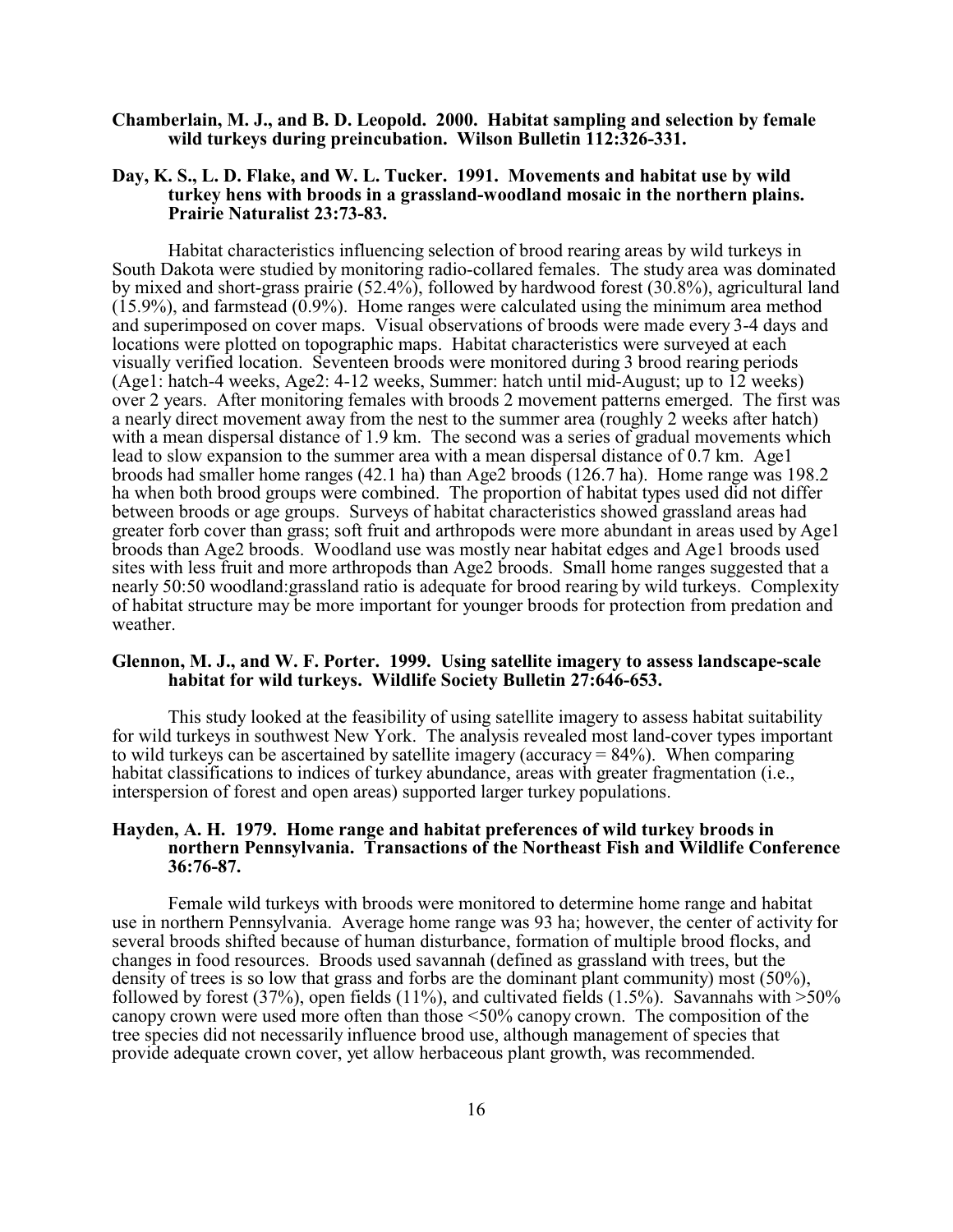**Chamberlain, M. J., and B. D. Leopold. 2000. Habitat sampling and selection by female wild turkeys during preincubation. Wilson Bulletin 112:326-331.**

**Day, K. S., L. D. Flake, and W. L. Tucker. 1991. Movements and habitat use by wild turkey hens with broods in a grassland-woodland mosaic in the northern plains. Prairie Naturalist 23:73-83.**

Habitat characteristics influencing selection of brood rearing areas by wild turkeys in South Dakota were studied by monitoring radio-collared females. The study area was dominated by mixed and short-grass prairie (52.4%), followed by hardwood forest (30.8%), agricultural land (15.9%), and farmstead (0.9%). Home ranges were calculated using the minimum area method and superimposed on cover maps. Visual observations of broods were made every 3-4 days and locations were plotted on topographic maps. Habitat characteristics were surveyed at each visually verified location. Seventeen broods were monitored during 3 brood rearing periods (Age1: hatch-4 weeks, Age2: 4-12 weeks, Summer: hatch until mid-August; up to 12 weeks) over 2 years. After monitoring females with broods 2 movement patterns emerged. The first was a nearly direct movement away from the nest to the summer area (roughly 2 weeks after hatch) with a mean dispersal distance of 1.9 km. The second was a series of gradual movements which lead to slow expansion to the summer area with a mean dispersal distance of 0.7 km. Age1 broods had smaller home ranges (42.1 ha) than Age2 broods (126.7 ha). Home range was 198.2 ha when both brood groups were combined. The proportion of habitat types used did not differ between broods or age groups. Surveys of habitat characteristics showed grassland areas had greater forb cover than grass; soft fruit and arthropods were more abundant in areas used by Age1 broods than Age2 broods. Woodland use was mostly near habitat edges and Age1 broods used sites with less fruit and more arthropods than Age2 broods. Small home ranges suggested that a nearly 50:50 woodland:grassland ratio is adequate for brood rearing by wild turkeys. Complexity of habitat structure may be more important for younger broods for protection from predation and weather.

**Glennon, M. J., and W. F. Porter. 1999. Using satellite imagery to assess landscape-scale habitat for wild turkeys. Wildlife Society Bulletin 27:646-653.**

This study looked at the feasibility of using satellite imagery to assess habitat suitability for wild turkeys in southwest New York. The analysis revealed most land-cover types important to wild turkeys can be ascertained by satellite imagery (accuracy = 84%). When comparing habitat classifications to indices of turkey abundance, areas with greater fragmentation (i.e., interspersion of forest and open areas) supported larger turkey populations.

**Hayden, A. H. 1979. Home range and habitat preferences of wild turkey broods in northern Pennsylvania. Transactions of the Northeast Fish and Wildlife Conference 36:76-87.**

Female wild turkeys with broods were monitored to determine home range and habitat use in northern Pennsylvania. Average home range was 93 ha; however, the center of activity for several broods shifted because of human disturbance, formation of multiple brood flocks, and changes in food resources. Broods used savannah (defined as grassland with trees, but the density of trees is so low that grass and forbs are the dominant plant community) most (50%), followed by forest (37%), open fields (11%), and cultivated fields (1.5%). Savannahs with >50% canopy crown were used more often than those <50% canopy crown. The composition of the tree species did not necessarily influence brood use, although management of species that provide adequate crown cover, yet allow herbaceous plant growth, was recommended.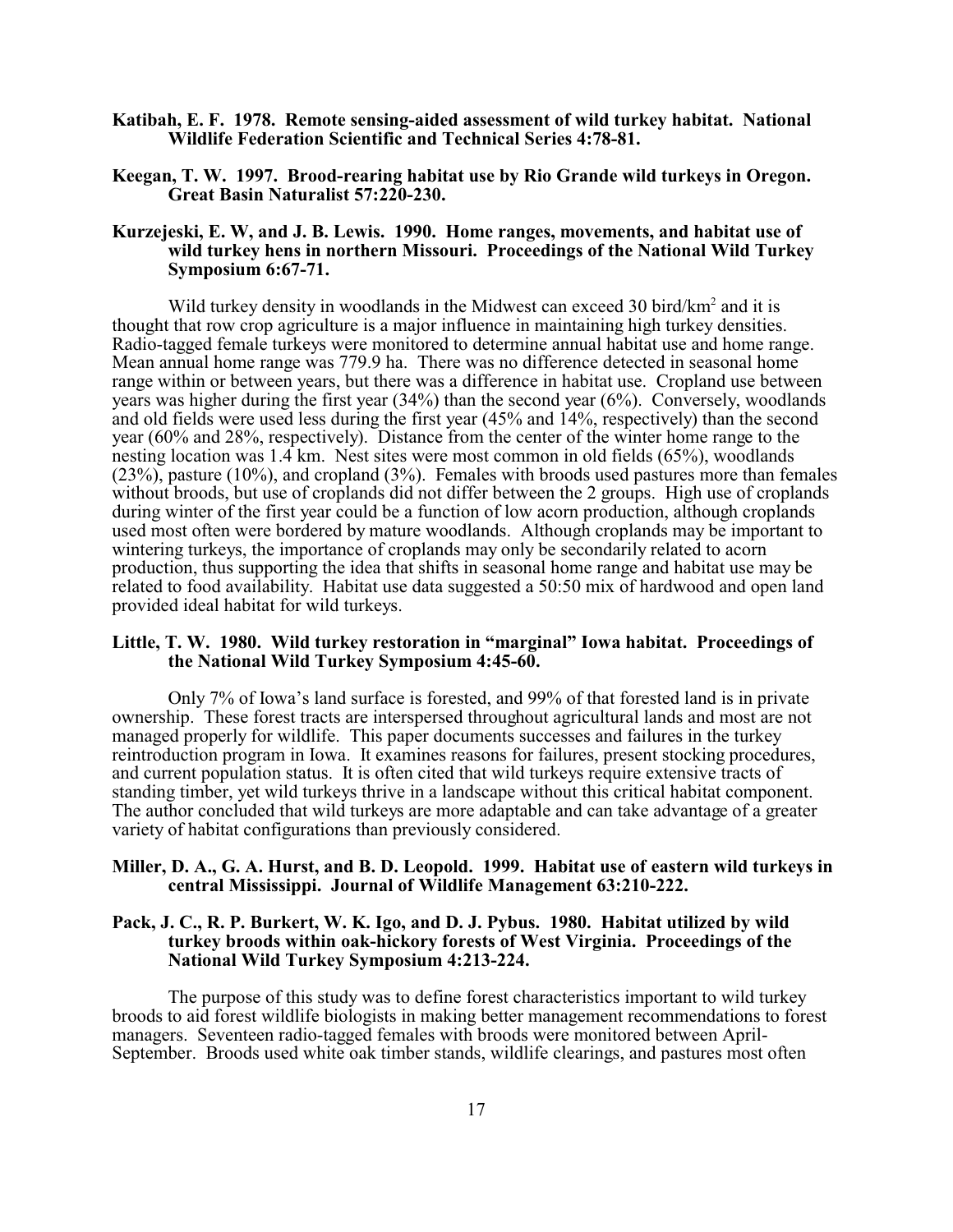**Katibah, E. F. 1978. Remote sensing-aided assessment of wild turkey habitat. National Wildlife Federation Scientific and Technical Series 4:78-81.**

**Keegan, T. W. 1997. Brood-rearing habitat use by Rio Grande wild turkeys in Oregon. Great Basin Naturalist 57:220-230.**

**Kurzejeski, E. W, and J. B. Lewis. 1990. Home ranges, movements, and habitat use of wild turkey hens in northern Missouri. Proceedings of the National Wild Turkey Symposium 6:67-71.**

Wild turkey density in woodlands in the Midwest can exceed 30 bird/km$^2$ and it is thought that row crop agriculture is a major influence in maintaining high turkey densities. Radio-tagged female turkeys were monitored to determine annual habitat use and home range. Mean annual home range was 779.9 ha. There was no difference detected in seasonal home range within or between years, but there was a difference in habitat use. Cropland use between years was higher during the first year (34%) than the second year (6%). Conversely, woodlands and old fields were used less during the first year (45% and 14%, respectively) than the second year (60% and 28%, respectively). Distance from the center of the winter home range to the nesting location was 1.4 km. Nest sites were most common in old fields (65%), woodlands (23%), pasture (10%), and cropland (3%). Females with broods used pastures more than females without broods, but use of croplands did not differ between the 2 groups. High use of croplands during winter of the first year could be a function of low acorn production, although croplands used most often were bordered by mature woodlands. Although croplands may be important to wintering turkeys, the importance of croplands may only be secondarily related to acorn production, thus supporting the idea that shifts in seasonal home range and habitat use may be related to food availability. Habitat use data suggested a 50:50 mix of hardwood and open land provided ideal habitat for wild turkeys.

**Little, T. W. 1980. Wild turkey restoration in "marginal" Iowa habitat. Proceedings of the National Wild Turkey Symposium 4:45-60.**

Only 7% of Iowa's land surface is forested, and 99% of that forested land is in private ownership. These forest tracts are interspersed throughout agricultural lands and most are not managed properly for wildlife. This paper documents successes and failures in the turkey reintroduction program in Iowa. It examines reasons for failures, present stocking procedures, and current population status. It is often cited that wild turkeys require extensive tracts of standing timber, yet wild turkeys thrive in a landscape without this critical habitat component. The author concluded that wild turkeys are more adaptable and can take advantage of a greater variety of habitat configurations than previously considered.

**Miller, D. A., G. A. Hurst, and B. D. Leopold. 1999. Habitat use of eastern wild turkeys in central Mississippi. Journal of Wildlife Management 63:210-222.**

**Pack, J. C., R. P. Burkert, W. K. Igo, and D. J. Pybus. 1980. Habitat utilized by wild turkey broods within oak-hickory forests of West Virginia. Proceedings of the National Wild Turkey Symposium 4:213-224.**

The purpose of this study was to define forest characteristics important to wild turkey broods to aid forest wildlife biologists in making better management recommendations to forest managers. Seventeen radio-tagged females with broods were monitored between April-September. Broods used white oak timber stands, wildlife clearings, and pastures most often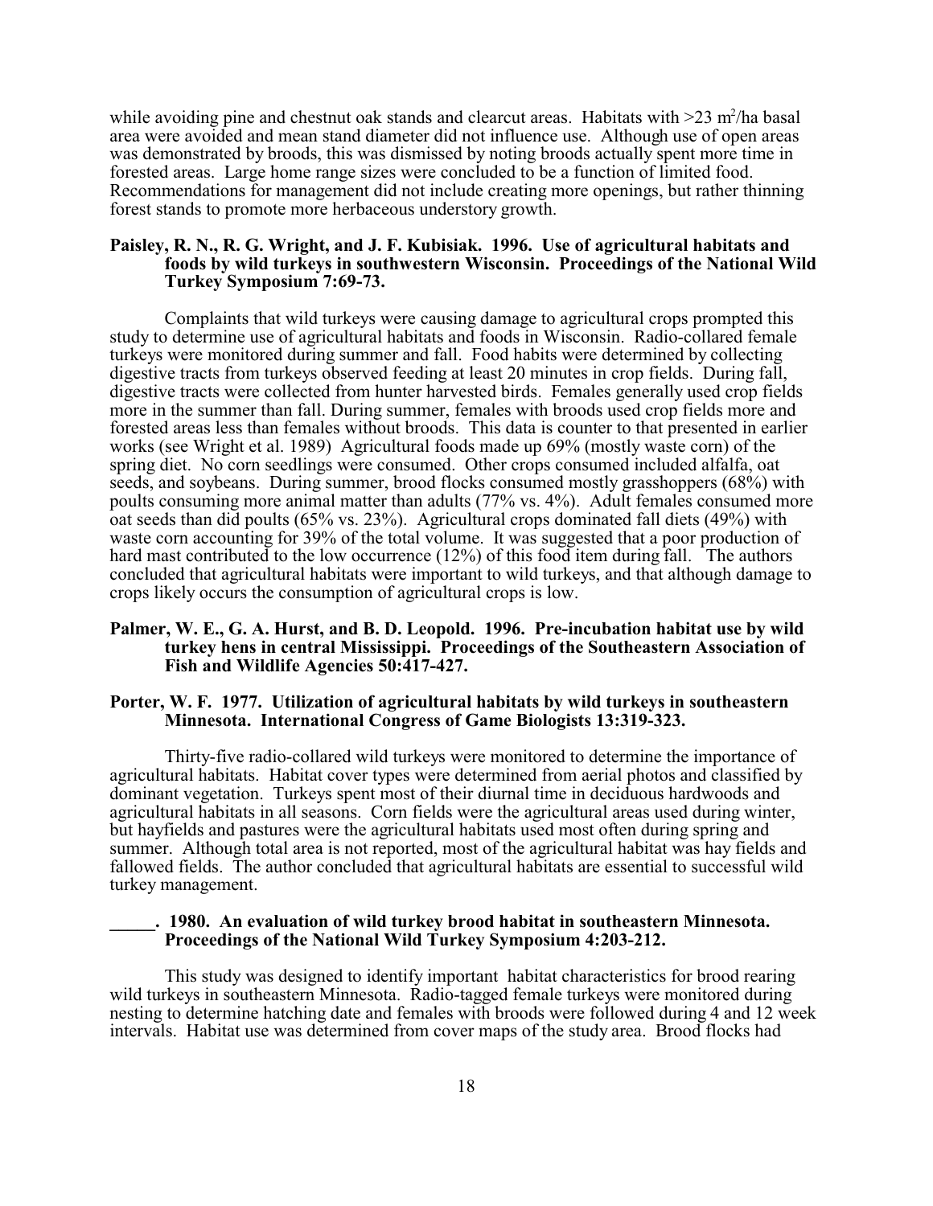while avoiding pine and chestnut oak stands and clearcut areas. Habitats with >23 $m^2$/ha basal area were avoided and mean stand diameter did not influence use. Although use of open areas was demonstrated by broods, this was dismissed by noting broods actually spent more time in forested areas. Large home range sizes were concluded to be a function of limited food. Recommendations for management did not include creating more openings, but rather thinning forest stands to promote more herbaceous understory growth.

**Paisley, R. N., R. G. Wright, and J. F. Kubisiak. 1996. Use of agricultural habitats and foods by wild turkeys in southwestern Wisconsin. Proceedings of the National Wild Turkey Symposium 7:69-73.**

Complaints that wild turkeys were causing damage to agricultural crops prompted this study to determine use of agricultural habitats and foods in Wisconsin. Radio-collared female turkeys were monitored during summer and fall. Food habits were determined by collecting digestive tracts from turkeys observed feeding at least 20 minutes in crop fields. During fall, digestive tracts were collected from hunter harvested birds. Females generally used crop fields more in the summer than fall. During summer, females with broods used crop fields more and forested areas less than females without broods. This data is counter to that presented in earlier works (see Wright et al. 1989) Agricultural foods made up 69% (mostly waste corn) of the spring diet. No corn seedlings were consumed. Other crops consumed included alfalfa, oat seeds, and soybeans. During summer, brood flocks consumed mostly grasshoppers (68%) with poults consuming more animal matter than adults (77% vs. 4%). Adult females consumed more oat seeds than did poults (65% vs. 23%). Agricultural crops dominated fall diets (49%) with waste corn accounting for 39% of the total volume. It was suggested that a poor production of hard mast contributed to the low occurrence (12%) of this food item during fall. The authors concluded that agricultural habitats were important to wild turkeys, and that although damage to crops likely occurs the consumption of agricultural crops is low.

**Palmer, W. E., G. A. Hurst, and B. D. Leopold. 1996. Pre-incubation habitat use by wild turkey hens in central Mississippi. Proceedings of the Southeastern Association of Fish and Wildlife Agencies 50:417-427.**

**Porter, W. F. 1977. Utilization of agricultural habitats by wild turkeys in southeastern Minnesota. International Congress of Game Biologists 13:319-323.**

Thirty-five radio-collared wild turkeys were monitored to determine the importance of agricultural habitats. Habitat cover types were determined from aerial photos and classified by dominant vegetation. Turkeys spent most of their diurnal time in deciduous hardwoods and agricultural habitats in all seasons. Corn fields were the agricultural areas used during winter, but hayfields and pastures were the agricultural habitats used most often during spring and summer. Although total area is not reported, most of the agricultural habitat was hay fields and fallowed fields. The author concluded that agricultural habitats are essential to successful wild turkey management.

**_____. 1980. An evaluation of wild turkey brood habitat in southeastern Minnesota. Proceedings of the National Wild Turkey Symposium 4:203-212.**

This study was designed to identify important habitat characteristics for brood rearing wild turkeys in southeastern Minnesota. Radio-tagged female turkeys were monitored during nesting to determine hatching date and females with broods were followed during 4 and 12 week intervals. Habitat use was determined from cover maps of the study area. Brood flocks had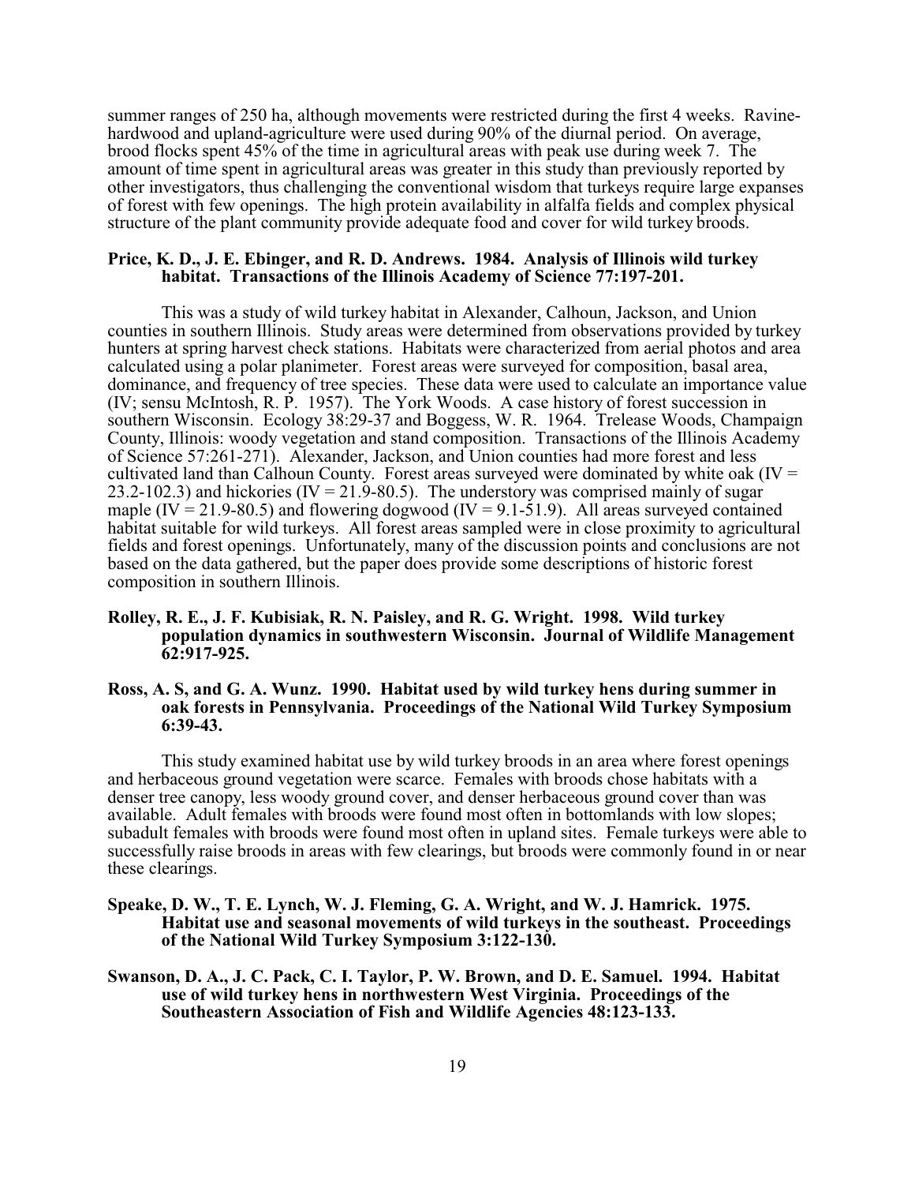summer ranges of 250 ha, although movements were restricted during the first 4 weeks. Ravine-hardwood and upland-agriculture were used during 90% of the diurnal period. On average, brood flocks spent 45% of the time in agricultural areas with peak use during week 7. The amount of time spent in agricultural areas was greater in this study than previously reported by other investigators, thus challenging the conventional wisdom that turkeys require large expanses of forest with few openings. The high protein availability in alfalfa fields and complex physical structure of the plant community provide adequate food and cover for wild turkey broods.

**Price, K. D., J. E. Ebinger, and R. D. Andrews. 1984. Analysis of Illinois wild turkey habitat. Transactions of the Illinois Academy of Science 77:197-201.**

This was a study of wild turkey habitat in Alexander, Calhoun, Jackson, and Union counties in southern Illinois. Study areas were determined from observations provided by turkey hunters at spring harvest check stations. Habitats were characterized from aerial photos and area calculated using a polar planimeter. Forest areas were surveyed for composition, basal area, dominance, and frequency of tree species. These data were used to calculate an importance value (IV; sensu McIntosh, R. P. 1957). The York Woods. A case history of forest succession in southern Wisconsin. Ecology 38:29-37 and Boggess, W. R. 1964. Trelease Woods, Champaign County, Illinois: woody vegetation and stand composition. Transactions of the Illinois Academy of Science 57:261-271). Alexander, Jackson, and Union counties had more forest and less cultivated land than Calhoun County. Forest areas surveyed were dominated by white oak (IV = 23.2-102.3) and hickories (IV = 21.9-80.5). The understory was comprised mainly of sugar maple (IV = 21.9-80.5) and flowering dogwood (IV = 9.1-51.9). All areas surveyed contained habitat suitable for wild turkeys. All forest areas sampled were in close proximity to agricultural fields and forest openings. Unfortunately, many of the discussion points and conclusions are not based on the data gathered, but the paper does provide some descriptions of historic forest composition in southern Illinois.

**Rolley, R. E., J. F. Kubisiak, R. N. Paisley, and R. G. Wright. 1998. Wild turkey population dynamics in southwestern Wisconsin. Journal of Wildlife Management 62:917-925.**

**Ross, A. S, and G. A. Wunz. 1990. Habitat used by wild turkey hens during summer in oak forests in Pennsylvania. Proceedings of the National Wild Turkey Symposium 6:39-43.**

This study examined habitat use by wild turkey broods in an area where forest openings and herbaceous ground vegetation were scarce. Females with broods chose habitats with a denser tree canopy, less woody ground cover, and denser herbaceous ground cover than was available. Adult females with broods were found most often in bottomlands with low slopes; subadult females with broods were found most often in upland sites. Female turkeys were able to successfully raise broods in areas with few clearings, but broods were commonly found in or near these clearings.

**Speake, D. W., T. E. Lynch, W. J. Fleming, G. A. Wright, and W. J. Hamrick. 1975. Habitat use and seasonal movements of wild turkeys in the southeast. Proceedings of the National Wild Turkey Symposium 3:122-130.**

**Swanson, D. A., J. C. Pack, C. I. Taylor, P. W. Brown, and D. E. Samuel. 1994. Habitat use of wild turkey hens in northwestern West Virginia. Proceedings of the Southeastern Association of Fish and Wildlife Agencies 48:123-133.**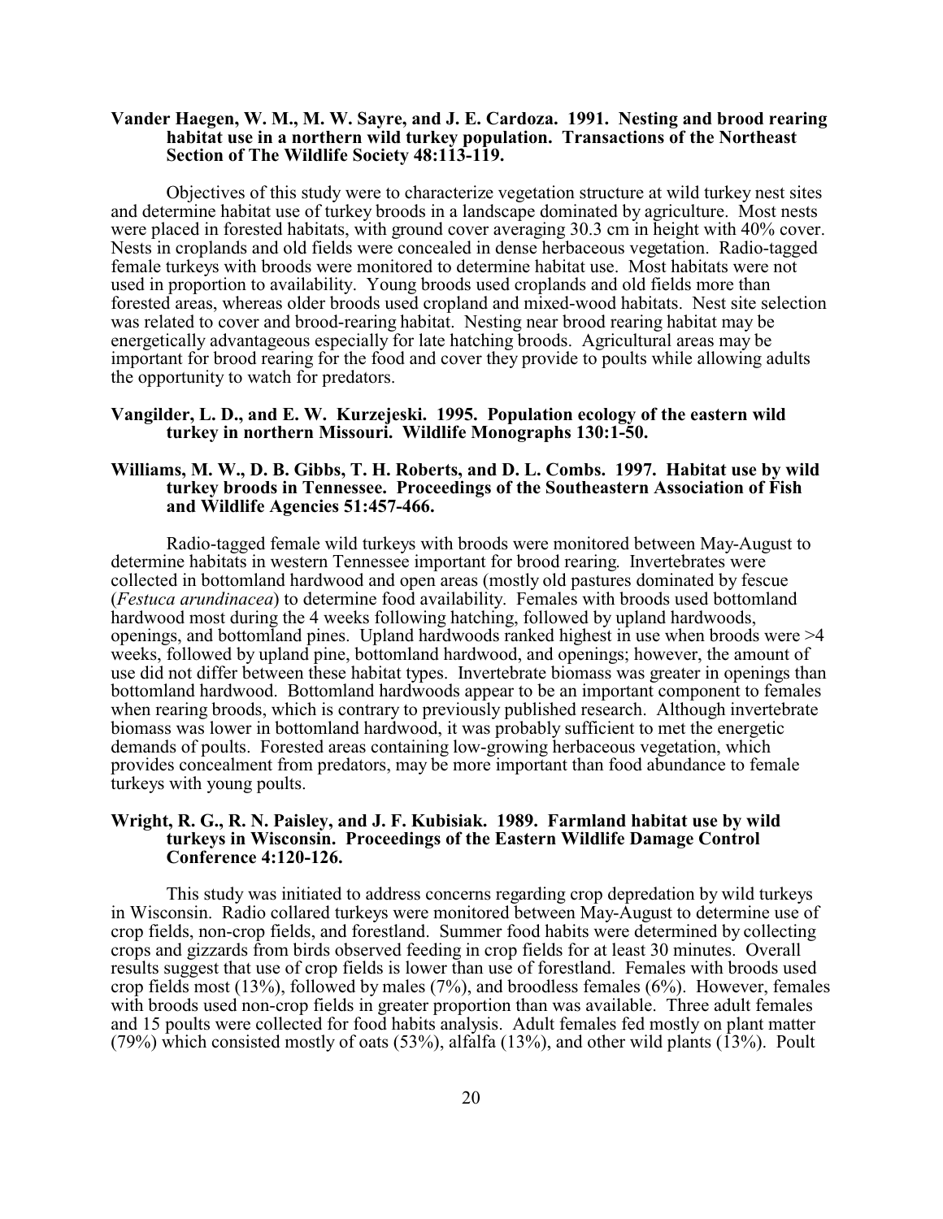**Vander Haegen, W. M., M. W. Sayre, and J. E. Cardoza. 1991. Nesting and brood rearing habitat use in a northern wild turkey population. Transactions of the Northeast Section of The Wildlife Society 48:113-119.**

Objectives of this study were to characterize vegetation structure at wild turkey nest sites and determine habitat use of turkey broods in a landscape dominated by agriculture. Most nests were placed in forested habitats, with ground cover averaging 30.3 cm in height with 40% cover. Nests in croplands and old fields were concealed in dense herbaceous vegetation. Radio-tagged female turkeys with broods were monitored to determine habitat use. Most habitats were not used in proportion to availability. Young broods used croplands and old fields more than forested areas, whereas older broods used cropland and mixed-wood habitats. Nest site selection was related to cover and brood-rearing habitat. Nesting near brood rearing habitat may be energetically advantageous especially for late hatching broods. Agricultural areas may be important for brood rearing for the food and cover they provide to poults while allowing adults the opportunity to watch for predators.

**Vangilder, L. D., and E. W. Kurzejeski. 1995. Population ecology of the eastern wild turkey in northern Missouri. Wildlife Monographs 130:1-50.**

**Williams, M. W., D. B. Gibbs, T. H. Roberts, and D. L. Combs. 1997. Habitat use by wild turkey broods in Tennessee. Proceedings of the Southeastern Association of Fish and Wildlife Agencies 51:457-466.**

Radio-tagged female wild turkeys with broods were monitored between May-August to determine habitats in western Tennessee important for brood rearing. Invertebrates were collected in bottomland hardwood and open areas (mostly old pastures dominated by fescue (*Festuca arundinacea*) to determine food availability. Females with broods used bottomland hardwood most during the 4 weeks following hatching, followed by upland hardwoods, openings, and bottomland pines. Upland hardwoods ranked highest in use when broods were >4 weeks, followed by upland pine, bottomland hardwood, and openings; however, the amount of use did not differ between these habitat types. Invertebrate biomass was greater in openings than bottomland hardwood. Bottomland hardwoods appear to be an important component to females when rearing broods, which is contrary to previously published research. Although invertebrate biomass was lower in bottomland hardwood, it was probably sufficient to met the energetic demands of poults. Forested areas containing low-growing herbaceous vegetation, which provides concealment from predators, may be more important than food abundance to female turkeys with young poults.

**Wright, R. G., R. N. Paisley, and J. F. Kubisiak. 1989. Farmland habitat use by wild turkeys in Wisconsin. Proceedings of the Eastern Wildlife Damage Control Conference 4:120-126.**

This study was initiated to address concerns regarding crop depredation by wild turkeys in Wisconsin. Radio collared turkeys were monitored between May-August to determine use of crop fields, non-crop fields, and forestland. Summer food habits were determined by collecting crops and gizzards from birds observed feeding in crop fields for at least 30 minutes. Overall results suggest that use of crop fields is lower than use of forestland. Females with broods used crop fields most (13%), followed by males (7%), and broodless females (6%). However, females with broods used non-crop fields in greater proportion than was available. Three adult females and 15 poults were collected for food habits analysis. Adult females fed mostly on plant matter (79%) which consisted mostly of oats (53%), alfalfa (13%), and other wild plants (13%). Poult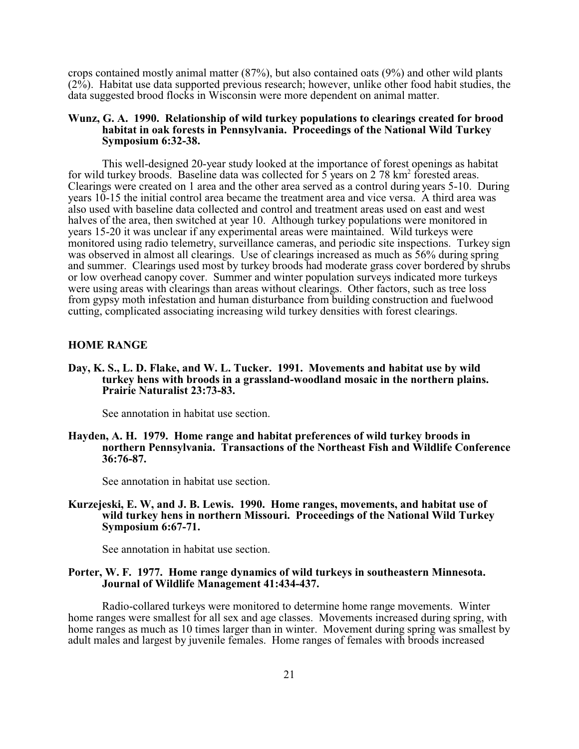crops contained mostly animal matter (87%), but also contained oats (9%) and other wild plants (2%). Habitat use data supported previous research; however, unlike other food habit studies, the data suggested brood flocks in Wisconsin were more dependent on animal matter.

**Wunz, G. A. 1990. Relationship of wild turkey populations to clearings created for brood habitat in oak forests in Pennsylvania. Proceedings of the National Wild Turkey Symposium 6:32-38.**

This well-designed 20-year study looked at the importance of forest openings as habitat for wild turkey broods. Baseline data was collected for 5 years on 2 78 $km^2$ forested areas. Clearings were created on 1 area and the other area served as a control during years 5-10. During years 10-15 the initial control area became the treatment area and vice versa. A third area was also used with baseline data collected and control and treatment areas used on east and west halves of the area, then switched at year 10. Although turkey populations were monitored in years 15-20 it was unclear if any experimental areas were maintained. Wild turkeys were monitored using radio telemetry, surveillance cameras, and periodic site inspections. Turkey sign was observed in almost all clearings. Use of clearings increased as much as 56% during spring and summer. Clearings used most by turkey broods had moderate grass cover bordered by shrubs or low overhead canopy cover. Summer and winter population surveys indicated more turkeys were using areas with clearings than areas without clearings. Other factors, such as tree loss from gypsy moth infestation and human disturbance from building construction and fuelwood cutting, complicated associating increasing wild turkey densities with forest clearings.

## HOME RANGE

**Day, K. S., L. D. Flake, and W. L. Tucker. 1991. Movements and habitat use by wild turkey hens with broods in a grassland-woodland mosaic in the northern plains. Prairie Naturalist 23:73-83.**

See annotation in habitat use section.

**Hayden, A. H. 1979. Home range and habitat preferences of wild turkey broods in northern Pennsylvania. Transactions of the Northeast Fish and Wildlife Conference 36:76-87.**

See annotation in habitat use section.

**Kurzejeski, E. W, and J. B. Lewis. 1990. Home ranges, movements, and habitat use of wild turkey hens in northern Missouri. Proceedings of the National Wild Turkey Symposium 6:67-71.**

See annotation in habitat use section.

**Porter, W. F. 1977. Home range dynamics of wild turkeys in southeastern Minnesota. Journal of Wildlife Management 41:434-437.**

Radio-collared turkeys were monitored to determine home range movements. Winter home ranges were smallest for all sex and age classes. Movements increased during spring, with home ranges as much as 10 times larger than in winter. Movement during spring was smallest by adult males and largest by juvenile females. Home ranges of females with broods increased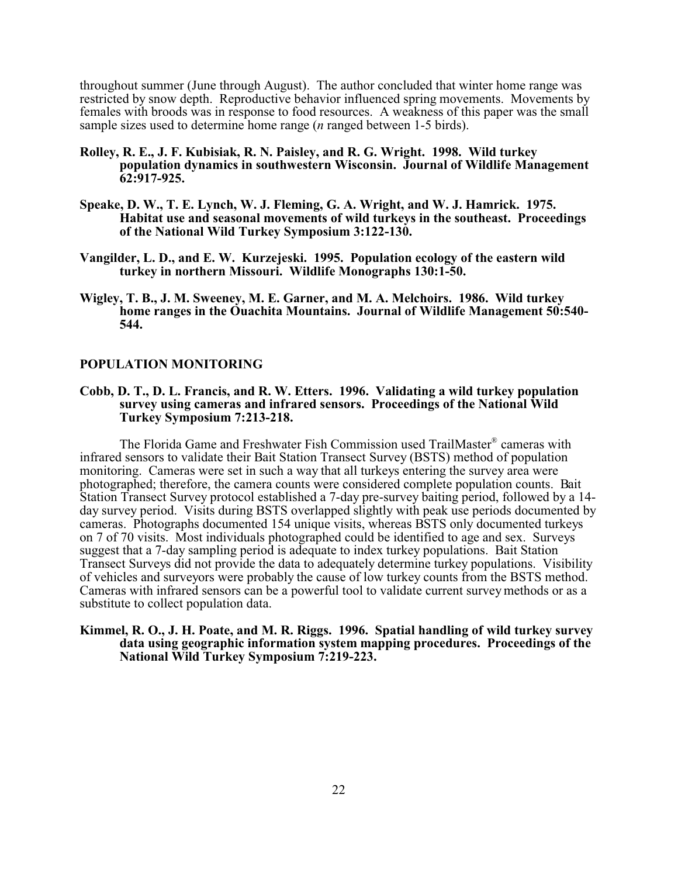throughout summer (June through August). The author concluded that winter home range was restricted by snow depth. Reproductive behavior influenced spring movements. Movements by females with broods was in response to food resources. A weakness of this paper was the small sample sizes used to determine home range (*n* ranged between 1-5 birds).

**Rolley, R. E., J. F. Kubisiak, R. N. Paisley, and R. G. Wright. 1998. Wild turkey population dynamics in southwestern Wisconsin. Journal of Wildlife Management 62:917-925.**

**Speake, D. W., T. E. Lynch, W. J. Fleming, G. A. Wright, and W. J. Hamrick. 1975. Habitat use and seasonal movements of wild turkeys in the southeast. Proceedings of the National Wild Turkey Symposium 3:122-130.**

**Vangilder, L. D., and E. W. Kurzejeski. 1995. Population ecology of the eastern wild turkey in northern Missouri. Wildlife Monographs 130:1-50.**

**Wigley, T. B., J. M. Sweeney, M. E. Garner, and M. A. Melchoirs. 1986. Wild turkey home ranges in the Ouachita Mountains. Journal of Wildlife Management 50:540-544.**

## POPULATION MONITORING

**Cobb, D. T., D. L. Francis, and R. W. Etters. 1996. Validating a wild turkey population survey using cameras and infrared sensors. Proceedings of the National Wild Turkey Symposium 7:213-218.**

The Florida Game and Freshwater Fish Commission used TrailMaster® cameras with infrared sensors to validate their Bait Station Transect Survey (BSTS) method of population monitoring. Cameras were set in such a way that all turkeys entering the survey area were photographed; therefore, the camera counts were considered complete population counts. Bait Station Transect Survey protocol established a 7-day pre-survey baiting period, followed by a 14-day survey period. Visits during BSTS overlapped slightly with peak use periods documented by cameras. Photographs documented 154 unique visits, whereas BSTS only documented turkeys on 7 of 70 visits. Most individuals photographed could be identified to age and sex. Surveys suggest that a 7-day sampling period is adequate to index turkey populations. Bait Station Transect Surveys did not provide the data to adequately determine turkey populations. Visibility of vehicles and surveyors were probably the cause of low turkey counts from the BSTS method. Cameras with infrared sensors can be a powerful tool to validate current survey methods or as a substitute to collect population data.

**Kimmel, R. O., J. H. Poate, and M. R. Riggs. 1996. Spatial handling of wild turkey survey data using geographic information system mapping procedures. Proceedings of the National Wild Turkey Symposium 7:219-223.**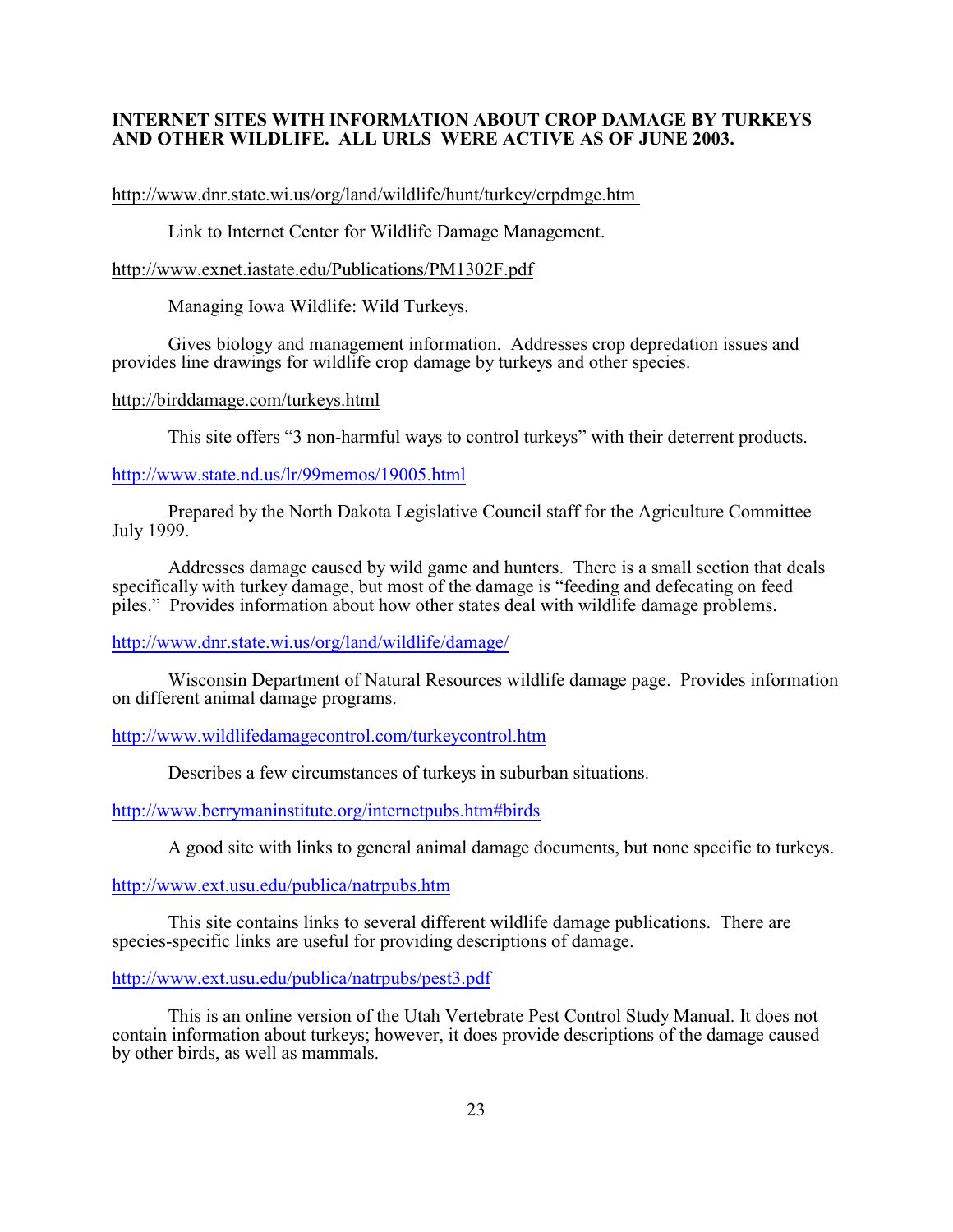**INTERNET SITES WITH INFORMATION ABOUT CROP DAMAGE BY TURKEYS AND OTHER WILDLIFE. ALL URLS WERE ACTIVE AS OF JUNE 2003.**

http://www.dnr.state.wi.us/org/land/wildlife/hunt/turkey/crpdmge.htm

Link to Internet Center for Wildlife Damage Management.

http://www.exnet.iastate.edu/Publications/PM1302F.pdf

Managing Iowa Wildlife: Wild Turkeys.

Gives biology and management information. Addresses crop depredation issues and provides line drawings for wildlife crop damage by turkeys and other species.

http://birddamage.com/turkeys.html

This site offers "3 non-harmful ways to control turkeys" with their deterrent products.

http://www.state.nd.us/lr/99memos/19005.html

Prepared by the North Dakota Legislative Council staff for the Agriculture Committee July 1999.

Addresses damage caused by wild game and hunters. There is a small section that deals specifically with turkey damage, but most of the damage is "feeding and defecating on feed piles." Provides information about how other states deal with wildlife damage problems.

http://www.dnr.state.wi.us/org/land/wildlife/damage/

Wisconsin Department of Natural Resources wildlife damage page. Provides information on different animal damage programs.

http://www.wildlifedamagecontrol.com/turkeycontrol.htm

Describes a few circumstances of turkeys in suburban situations.

http://www.berrymaninstitute.org/internetpubs.htm#birds

A good site with links to general animal damage documents, but none specific to turkeys.

http://www.ext.usu.edu/publica/natrpubs.htm

This site contains links to several different wildlife damage publications. There are species-specific links are useful for providing descriptions of damage.

http://www.ext.usu.edu/publica/natrpubs/pest3.pdf

This is an online version of the Utah Vertebrate Pest Control Study Manual. It does not contain information about turkeys; however, it does provide descriptions of the damage caused by other birds, as well as mammals.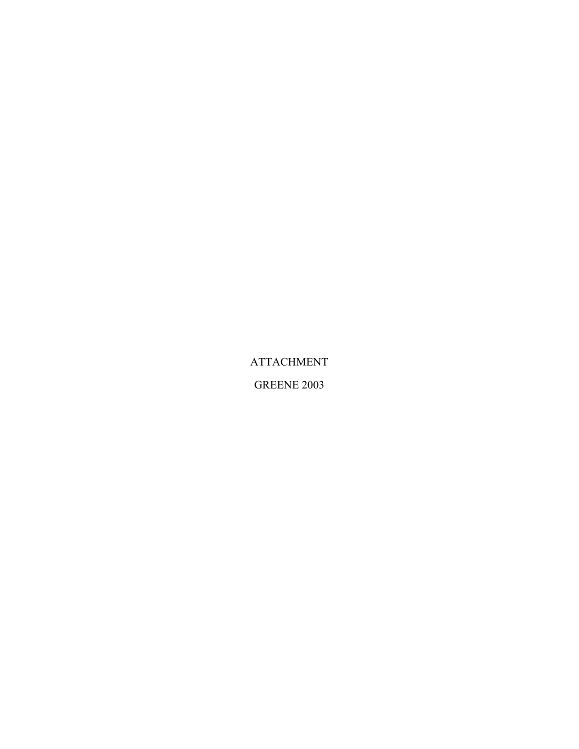ATTACHMENT

GREENE 2003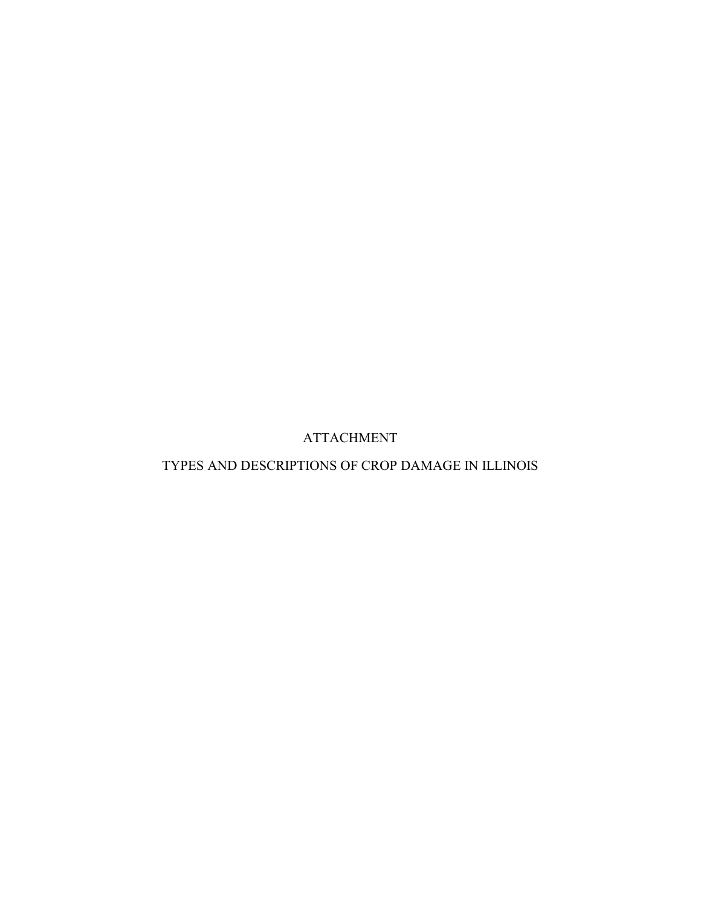# ATTACHMENT

## TYPES AND DESCRIPTIONS OF CROP DAMAGE IN ILLINOIS